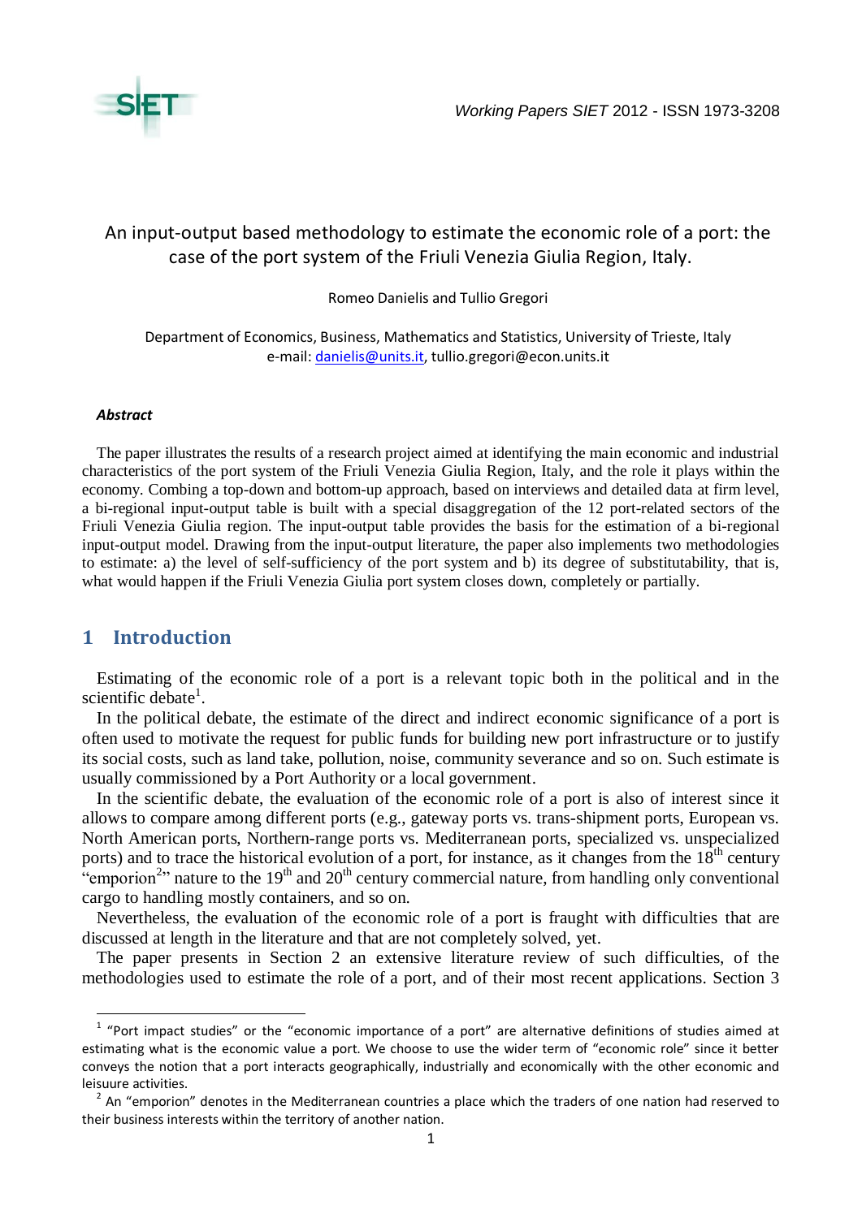# An input-output based methodology to estimate the economic role of a port: the case of the port system of the Friuli Venezia Giulia Region, Italy.

Romeo Danielis and Tullio Gregori

Department of Economics, Business, Mathematics and Statistics, University of Trieste, Italy
e-mail: danielis@units.it, tullio.gregori@econ.units.it

### *Abstract*

The paper illustrates the results of a research project aimed at identifying the main economic and industrial characteristics of the port system of the Friuli Venezia Giulia Region, Italy, and the role it plays within the economy. Combing a top-down and bottom-up approach, based on interviews and detailed data at firm level, a bi-regional input-output table is built with a special disaggregation of the 12 port-related sectors of the Friuli Venezia Giulia region. The input-output table provides the basis for the estimation of a bi-regional input-output model. Drawing from the input-output literature, the paper also implements two methodologies to estimate: a) the level of self-sufficiency of the port system and b) its degree of substitutability, that is, what would happen if the Friuli Venezia Giulia port system closes down, completely or partially.

## 1 Introduction

Estimating of the economic role of a port is a relevant topic both in the political and in the scientific debate[1].

In the political debate, the estimate of the direct and indirect economic significance of a port is often used to motivate the request for public funds for building new port infrastructure or to justify its social costs, such as land take, pollution, noise, community severance and so on. Such estimate is usually commissioned by a Port Authority or a local government.

In the scientific debate, the evaluation of the economic role of a port is also of interest since it allows to compare among different ports (e.g., gateway ports vs. trans-shipment ports, European vs. North American ports, Northern-range ports vs. Mediterranean ports, specialized vs. unspecialized ports) and to trace the historical evolution of a port, for instance, as it changes from the 18th century "emporion[2]" nature to the 19th and 20th century commercial nature, from handling only conventional cargo to handling mostly containers, and so on.

Nevertheless, the evaluation of the economic role of a port is fraught with difficulties that are discussed at length in the literature and that are not completely solved, yet.

The paper presents in Section 2 an extensive literature review of such difficulties, of the methodologies used to estimate the role of a port, and of their most recent applications. Section 3

---

[1] "Port impact studies" or the "economic importance of a port" are alternative definitions of studies aimed at estimating what is the economic value a port. We choose to use the wider term of "economic role" since it better conveys the notion that a port interacts geographically, industrially and economically with the other economic and leisuure activities.

[2] An "emporion" denotes in the Mediterranean countries a place which the traders of one nation had reserved to their business interests within the territory of another nation.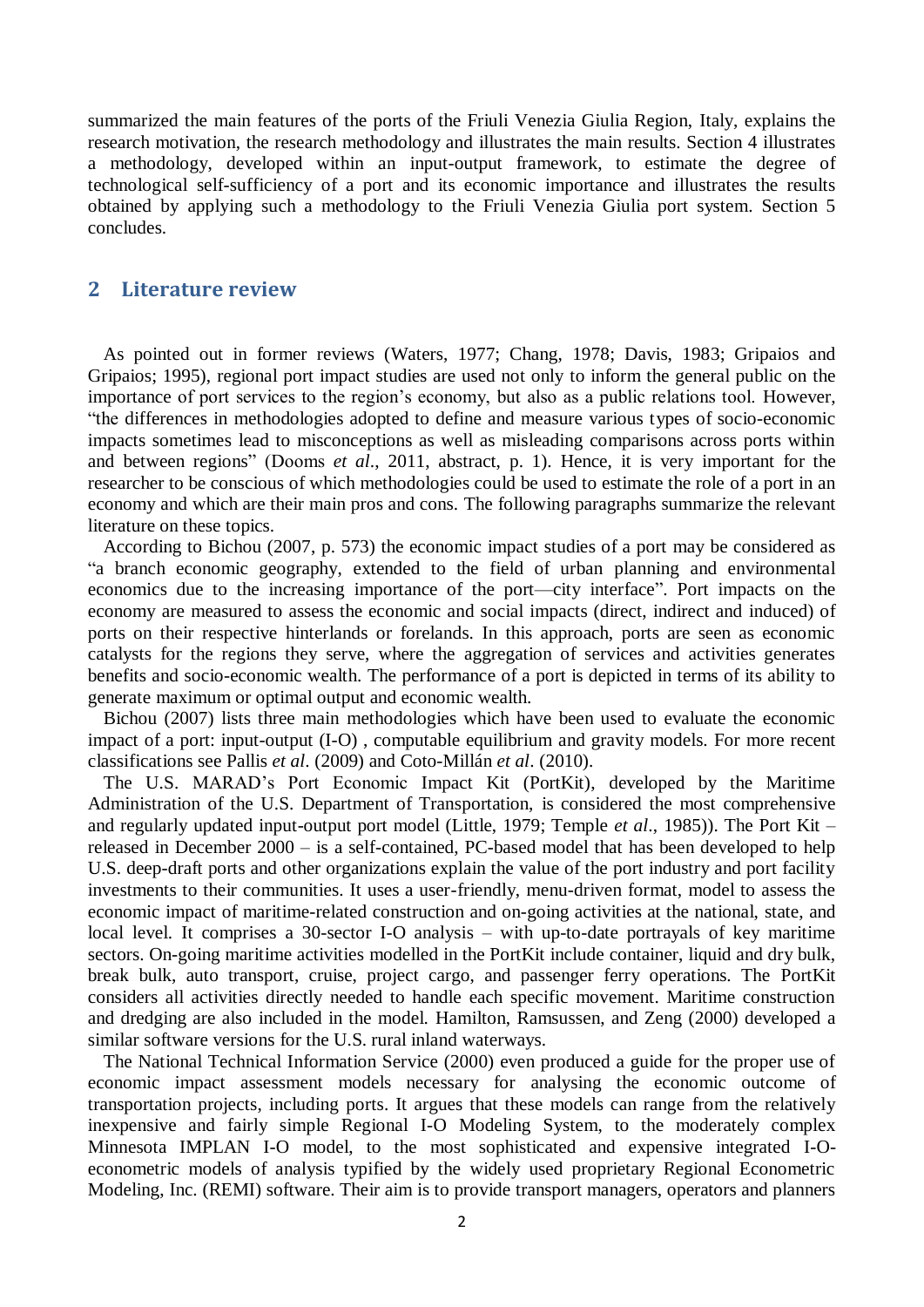summarized the main features of the ports of the Friuli Venezia Giulia Region, Italy, explains the research motivation, the research methodology and illustrates the main results. Section 4 illustrates a methodology, developed within an input-output framework, to estimate the degree of technological self-sufficiency of a port and its economic importance and illustrates the results obtained by applying such a methodology to the Friuli Venezia Giulia port system. Section 5 concludes.

## 2 Literature review

As pointed out in former reviews (Waters, 1977; Chang, 1978; Davis, 1983; Gripaios and Gripaios; 1995), regional port impact studies are used not only to inform the general public on the importance of port services to the region's economy, but also as a public relations tool. However, "the differences in methodologies adopted to define and measure various types of socio-economic impacts sometimes lead to misconceptions as well as misleading comparisons across ports within and between regions" (Dooms *et al*., 2011, abstract, p. 1). Hence, it is very important for the researcher to be conscious of which methodologies could be used to estimate the role of a port in an economy and which are their main pros and cons. The following paragraphs summarize the relevant literature on these topics.

According to Bichou (2007, p. 573) the economic impact studies of a port may be considered as "a branch economic geography, extended to the field of urban planning and environmental economics due to the increasing importance of the port—city interface". Port impacts on the economy are measured to assess the economic and social impacts (direct, indirect and induced) of ports on their respective hinterlands or forelands. In this approach, ports are seen as economic catalysts for the regions they serve, where the aggregation of services and activities generates benefits and socio-economic wealth. The performance of a port is depicted in terms of its ability to generate maximum or optimal output and economic wealth.

Bichou (2007) lists three main methodologies which have been used to evaluate the economic impact of a port: input-output (I-O) , computable equilibrium and gravity models. For more recent classifications see Pallis *et al*. (2009) and Coto-Millán *et al*. (2010).

The U.S. MARAD's Port Economic Impact Kit (PortKit), developed by the Maritime Administration of the U.S. Department of Transportation, is considered the most comprehensive and regularly updated input-output port model (Little, 1979; Temple *et al*., 1985)). The Port Kit – released in December 2000 – is a self-contained, PC-based model that has been developed to help U.S. deep-draft ports and other organizations explain the value of the port industry and port facility investments to their communities. It uses a user-friendly, menu-driven format, model to assess the economic impact of maritime-related construction and on-going activities at the national, state, and local level. It comprises a 30-sector I-O analysis – with up-to-date portrayals of key maritime sectors. On-going maritime activities modelled in the PortKit include container, liquid and dry bulk, break bulk, auto transport, cruise, project cargo, and passenger ferry operations. The PortKit considers all activities directly needed to handle each specific movement. Maritime construction and dredging are also included in the model. Hamilton, Ramsussen, and Zeng (2000) developed a similar software versions for the U.S. rural inland waterways.

The National Technical Information Service (2000) even produced a guide for the proper use of economic impact assessment models necessary for analysing the economic outcome of transportation projects, including ports. It argues that these models can range from the relatively inexpensive and fairly simple Regional I-O Modeling System, to the moderately complex Minnesota IMPLAN I-O model, to the most sophisticated and expensive integrated I-O-econometric models of analysis typified by the widely used proprietary Regional Econometric Modeling, Inc. (REMI) software. Their aim is to provide transport managers, operators and planners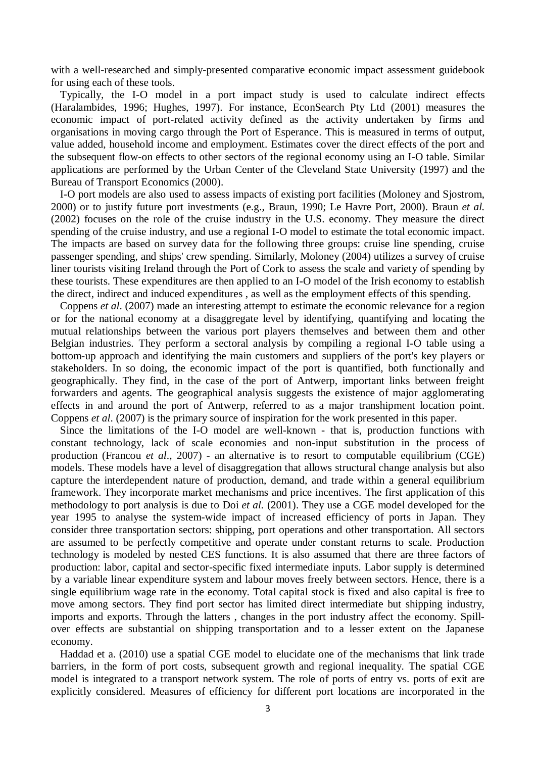with a well-researched and simply-presented comparative economic impact assessment guidebook for using each of these tools.

Typically, the I-O model in a port impact study is used to calculate indirect effects (Haralambides, 1996; Hughes, 1997). For instance, EconSearch Pty Ltd (2001) measures the economic impact of port-related activity defined as the activity undertaken by firms and organisations in moving cargo through the Port of Esperance. This is measured in terms of output, value added, household income and employment. Estimates cover the direct effects of the port and the subsequent flow-on effects to other sectors of the regional economy using an I-O table. Similar applications are performed by the Urban Center of the Cleveland State University (1997) and the Bureau of Transport Economics (2000).

I-O port models are also used to assess impacts of existing port facilities (Moloney and Sjostrom, 2000) or to justify future port investments (e.g., Braun, 1990; Le Havre Port, 2000). Braun *et al.* (2002) focuses on the role of the cruise industry in the U.S. economy. They measure the direct spending of the cruise industry, and use a regional I-O model to estimate the total economic impact. The impacts are based on survey data for the following three groups: cruise line spending, cruise passenger spending, and ships' crew spending. Similarly, Moloney (2004) utilizes a survey of cruise liner tourists visiting Ireland through the Port of Cork to assess the scale and variety of spending by these tourists. These expenditures are then applied to an I-O model of the Irish economy to establish the direct, indirect and induced expenditures , as well as the employment effects of this spending.

Coppens *et al*. (2007) made an interesting attempt to estimate the economic relevance for a region or for the national economy at a disaggregate level by identifying, quantifying and locating the mutual relationships between the various port players themselves and between them and other Belgian industries. They perform a sectoral analysis by compiling a regional I-O table using a bottom-up approach and identifying the main customers and suppliers of the port's key players or stakeholders. In so doing, the economic impact of the port is quantified, both functionally and geographically. They find, in the case of the port of Antwerp, important links between freight forwarders and agents. The geographical analysis suggests the existence of major agglomerating effects in and around the port of Antwerp, referred to as a major transhipment location point. Coppens *et al*. (2007) is the primary source of inspiration for the work presented in this paper.

Since the limitations of the I-O model are well-known - that is, production functions with constant technology, lack of scale economies and non-input substitution in the process of production (Francou *et al*., 2007) - an alternative is to resort to computable equilibrium (CGE) models. These models have a level of disaggregation that allows structural change analysis but also capture the interdependent nature of production, demand, and trade within a general equilibrium framework. They incorporate market mechanisms and price incentives. The first application of this methodology to port analysis is due to Doi *et al.* (2001). They use a CGE model developed for the year 1995 to analyse the system-wide impact of increased efficiency of ports in Japan. They consider three transportation sectors: shipping, port operations and other transportation. All sectors are assumed to be perfectly competitive and operate under constant returns to scale. Production technology is modeled by nested CES functions. It is also assumed that there are three factors of production: labor, capital and sector-specific fixed intermediate inputs. Labor supply is determined by a variable linear expenditure system and labour moves freely between sectors. Hence, there is a single equilibrium wage rate in the economy. Total capital stock is fixed and also capital is free to move among sectors. They find port sector has limited direct intermediate but shipping industry, imports and exports. Through the latters , changes in the port industry affect the economy. Spill-over effects are substantial on shipping transportation and to a lesser extent on the Japanese economy.

Haddad et a. (2010) use a spatial CGE model to elucidate one of the mechanisms that link trade barriers, in the form of port costs, subsequent growth and regional inequality. The spatial CGE model is integrated to a transport network system. The role of ports of entry vs. ports of exit are explicitly considered. Measures of efficiency for different port locations are incorporated in the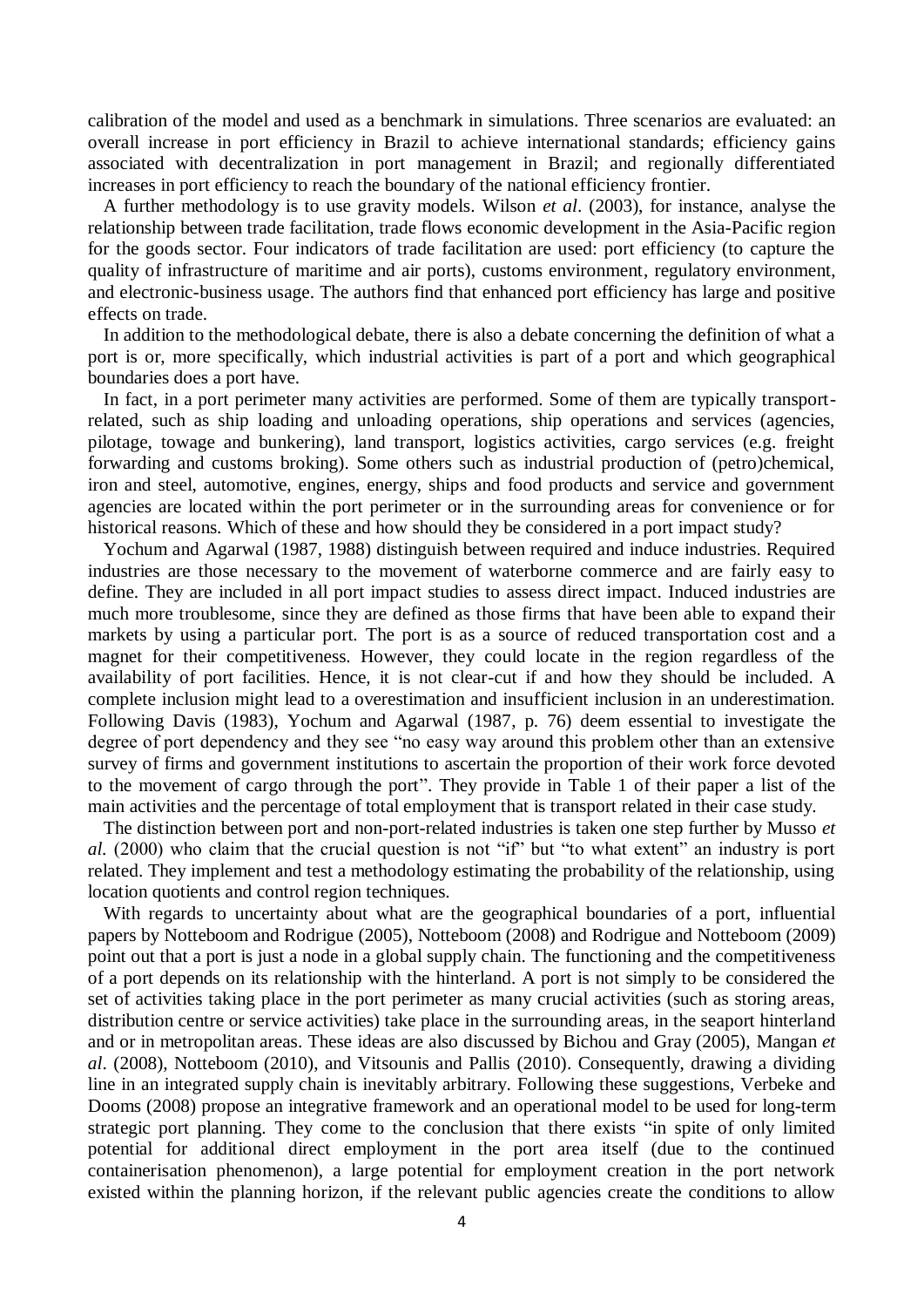calibration of the model and used as a benchmark in simulations. Three scenarios are evaluated: an overall increase in port efficiency in Brazil to achieve international standards; efficiency gains associated with decentralization in port management in Brazil; and regionally differentiated increases in port efficiency to reach the boundary of the national efficiency frontier.

A further methodology is to use gravity models. Wilson *et al*. (2003), for instance, analyse the relationship between trade facilitation, trade flows economic development in the Asia-Pacific region for the goods sector. Four indicators of trade facilitation are used: port efficiency (to capture the quality of infrastructure of maritime and air ports), customs environment, regulatory environment, and electronic-business usage. The authors find that enhanced port efficiency has large and positive effects on trade.

In addition to the methodological debate, there is also a debate concerning the definition of what a port is or, more specifically, which industrial activities is part of a port and which geographical boundaries does a port have.

In fact, in a port perimeter many activities are performed. Some of them are typically transport-related, such as ship loading and unloading operations, ship operations and services (agencies, pilotage, towage and bunkering), land transport, logistics activities, cargo services (e.g. freight forwarding and customs broking). Some others such as industrial production of (petro)chemical, iron and steel, automotive, engines, energy, ships and food products and service and government agencies are located within the port perimeter or in the surrounding areas for convenience or for historical reasons. Which of these and how should they be considered in a port impact study?

Yochum and Agarwal (1987, 1988) distinguish between required and induce industries. Required industries are those necessary to the movement of waterborne commerce and are fairly easy to define. They are included in all port impact studies to assess direct impact. Induced industries are much more troublesome, since they are defined as those firms that have been able to expand their markets by using a particular port. The port is as a source of reduced transportation cost and a magnet for their competitiveness. However, they could locate in the region regardless of the availability of port facilities. Hence, it is not clear-cut if and how they should be included. A complete inclusion might lead to a overestimation and insufficient inclusion in an underestimation. Following Davis (1983), Yochum and Agarwal (1987, p. 76) deem essential to investigate the degree of port dependency and they see "no easy way around this problem other than an extensive survey of firms and government institutions to ascertain the proportion of their work force devoted to the movement of cargo through the port". They provide in Table 1 of their paper a list of the main activities and the percentage of total employment that is transport related in their case study.

The distinction between port and non-port-related industries is taken one step further by Musso *et al*. (2000) who claim that the crucial question is not "if" but "to what extent" an industry is port related. They implement and test a methodology estimating the probability of the relationship, using location quotients and control region techniques.

With regards to uncertainty about what are the geographical boundaries of a port, influential papers by Notteboom and Rodrigue (2005), Notteboom (2008) and Rodrigue and Notteboom (2009) point out that a port is just a node in a global supply chain. The functioning and the competitiveness of a port depends on its relationship with the hinterland. A port is not simply to be considered the set of activities taking place in the port perimeter as many crucial activities (such as storing areas, distribution centre or service activities) take place in the surrounding areas, in the seaport hinterland and or in metropolitan areas. These ideas are also discussed by Bichou and Gray (2005), Mangan *et al*. (2008), Notteboom (2010), and Vitsounis and Pallis (2010). Consequently, drawing a dividing line in an integrated supply chain is inevitably arbitrary. Following these suggestions, Verbeke and Dooms (2008) propose an integrative framework and an operational model to be used for long-term strategic port planning. They come to the conclusion that there exists "in spite of only limited potential for additional direct employment in the port area itself (due to the continued containerisation phenomenon), a large potential for employment creation in the port network existed within the planning horizon, if the relevant public agencies create the conditions to allow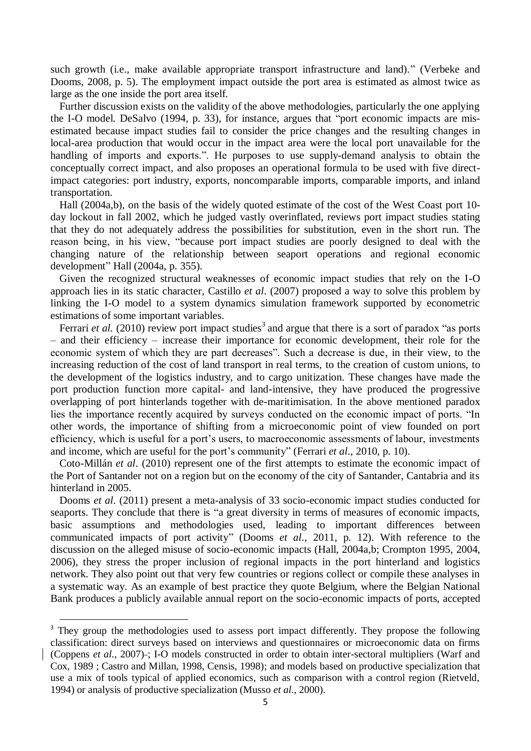such growth (i.e., make available appropriate transport infrastructure and land).” (Verbeke and Dooms, 2008, p. 5). The employment impact outside the port area is estimated as almost twice as large as the one inside the port area itself.

Further discussion exists on the validity of the above methodologies, particularly the one applying the I-O model. DeSalvo (1994, p. 33), for instance, argues that “port economic impacts are mis-estimated because impact studies fail to consider the price changes and the resulting changes in local-area production that would occur in the impact area were the local port unavailable for the handling of imports and exports.”. He purposes to use supply-demand analysis to obtain the conceptually correct impact, and also proposes an operational formula to be used with five direct-impact categories: port industry, exports, noncomparable imports, comparable imports, and inland transportation.

Hall (2004a,b), on the basis of the widely quoted estimate of the cost of the West Coast port 10-day lockout in fall 2002, which he judged vastly overinflated, reviews port impact studies stating that they do not adequately address the possibilities for substitution, even in the short run. The reason being, in his view, “because port impact studies are poorly designed to deal with the changing nature of the relationship between seaport operations and regional economic development” Hall (2004a, p. 355).

Given the recognized structural weaknesses of economic impact studies that rely on the I-O approach lies in its static character, Castillo *et al*. (2007) proposed a way to solve this problem by linking the I-O model to a system dynamics simulation framework supported by econometric estimations of some important variables.

Ferrari *et al.* (2010) review port impact studies[3] and argue that there is a sort of paradox “as ports – and their efficiency – increase their importance for economic development, their role for the economic system of which they are part decreases”. Such a decrease is due, in their view, to the increasing reduction of the cost of land transport in real terms, to the creation of custom unions, to the development of the logistics industry, and to cargo unitization. These changes have made the port production function more capital- and land-intensive, they have produced the progressive overlapping of port hinterlands together with de-maritimisation. In the above mentioned paradox lies the importance recently acquired by surveys conducted on the economic impact of ports. “In other words, the importance of shifting from a microeconomic point of view founded on port efficiency, which is useful for a port’s users, to macroeconomic assessments of labour, investments and income, which are useful for the port’s community” (Ferrari *et al*., 2010, p. 10).

Coto-Millán *et al*. (2010) represent one of the first attempts to estimate the economic impact of the Port of Santander not on a region but on the economy of the city of Santander, Cantabria and its hinterland in 2005.

Dooms *et al*. (2011) present a meta-analysis of 33 socio-economic impact studies conducted for seaports. They conclude that there is “a great diversity in terms of measures of economic impacts, basic assumptions and methodologies used, leading to important differences between communicated impacts of port activity” (Dooms *et al*., 2011, p. 12). With reference to the discussion on the alleged misuse of socio-economic impacts (Hall, 2004a,b; Crompton 1995, 2004, 2006), they stress the proper inclusion of regional impacts in the port hinterland and logistics network. They also point out that very few countries or regions collect or compile these analyses in a systematic way. As an example of best practice they quote Belgium, where the Belgian National Bank produces a publicly available annual report on the socio-economic impacts of ports, accepted

[3] They group the methodologies used to assess port impact differently. They propose the following classification: direct surveys based on interviews and questionnaires or microeconomic data on firms (Coppens *et al*., 2007); I-O models constructed in order to obtain inter-sectoral multipliers (Warf and Cox, 1989 ; Castro and Millan, 1998, Censis, 1998); and models based on productive specialization that use a mix of tools typical of applied economics, such as comparison with a control region (Rietveld, 1994) or analysis of productive specialization (Musso *et al*., 2000).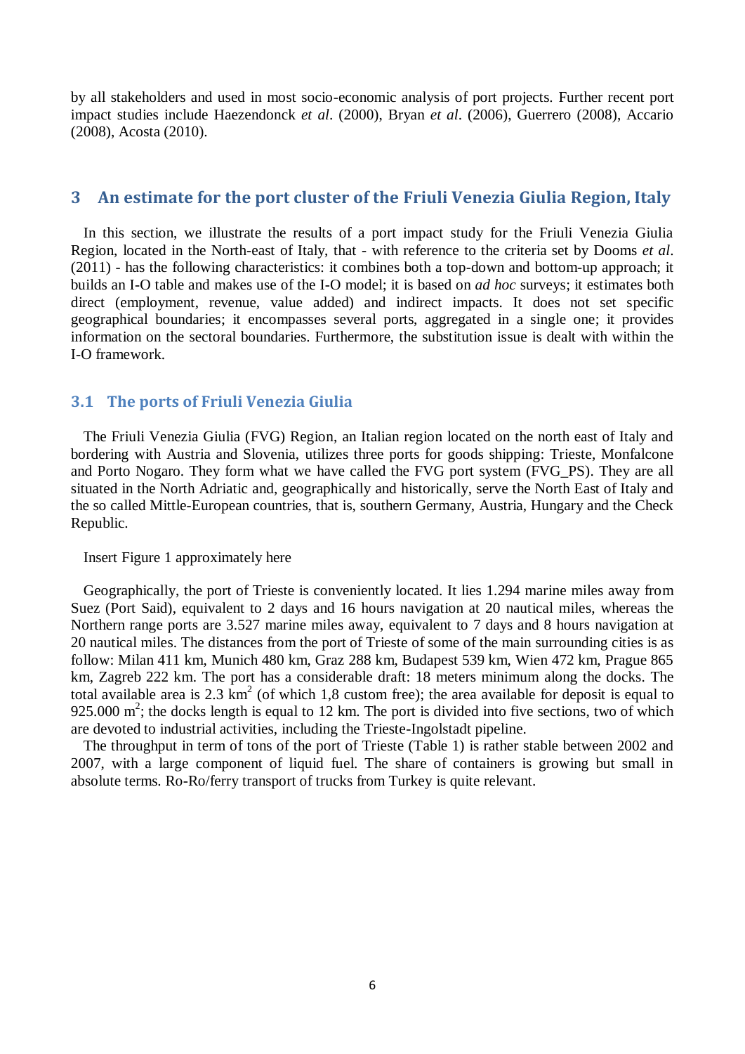by all stakeholders and used in most socio-economic analysis of port projects. Further recent port impact studies include Haezendonck *et al*. (2000), Bryan *et al*. (2006), Guerrero (2008), Accario (2008), Acosta (2010).

## 3 An estimate for the port cluster of the Friuli Venezia Giulia Region, Italy

In this section, we illustrate the results of a port impact study for the Friuli Venezia Giulia Region, located in the North-east of Italy, that - with reference to the criteria set by Dooms *et al*. (2011) - has the following characteristics: it combines both a top-down and bottom-up approach; it builds an I-O table and makes use of the I-O model; it is based on *ad hoc* surveys; it estimates both direct (employment, revenue, value added) and indirect impacts. It does not set specific geographical boundaries; it encompasses several ports, aggregated in a single one; it provides information on the sectoral boundaries. Furthermore, the substitution issue is dealt with within the I-O framework.

### 3.1 The ports of Friuli Venezia Giulia

The Friuli Venezia Giulia (FVG) Region, an Italian region located on the north east of Italy and bordering with Austria and Slovenia, utilizes three ports for goods shipping: Trieste, Monfalcone and Porto Nogaro. They form what we have called the FVG port system (FVG_PS). They are all situated in the North Adriatic and, geographically and historically, serve the North East of Italy and the so called Mittle-European countries, that is, southern Germany, Austria, Hungary and the Check Republic.

Insert Figure 1 approximately here

Geographically, the port of Trieste is conveniently located. It lies 1.294 marine miles away from Suez (Port Said), equivalent to 2 days and 16 hours navigation at 20 nautical miles, whereas the Northern range ports are 3.527 marine miles away, equivalent to 7 days and 8 hours navigation at 20 nautical miles. The distances from the port of Trieste of some of the main surrounding cities is as follow: Milan 411 km, Munich 480 km, Graz 288 km, Budapest 539 km, Wien 472 km, Prague 865 km, Zagreb 222 km. The port has a considerable draft: 18 meters minimum along the docks. The total available area is 2.3 $km^2$ (of which 1,8 custom free); the area available for deposit is equal to 925.000 $m^2$; the docks length is equal to 12 km. The port is divided into five sections, two of which are devoted to industrial activities, including the Trieste-Ingolstadt pipeline.

The throughput in term of tons of the port of Trieste (Table 1) is rather stable between 2002 and 2007, with a large component of liquid fuel. The share of containers is growing but small in absolute terms. Ro-Ro/ferry transport of trucks from Turkey is quite relevant.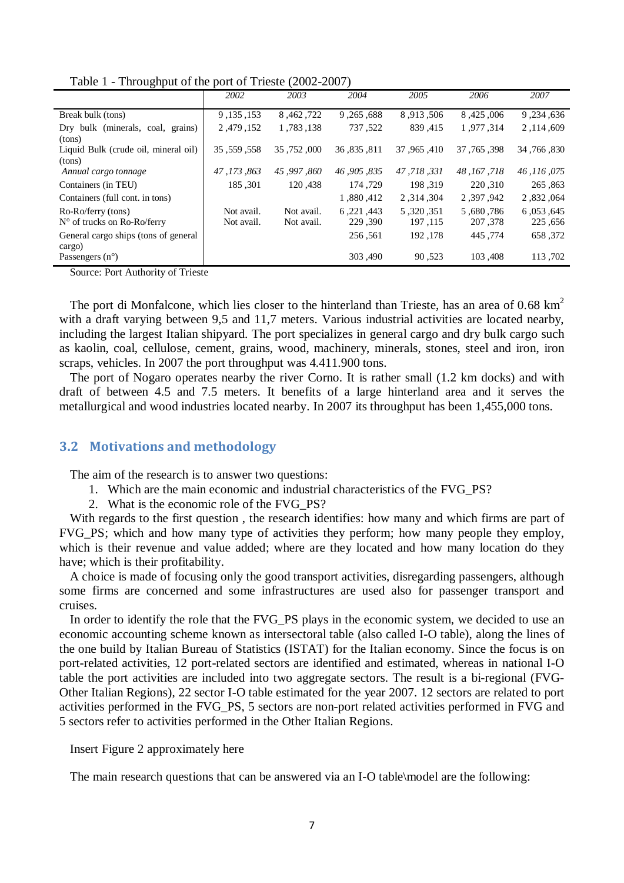Table 1 - Throughput of the port of Trieste (2002-2007)

| | *2002* | *2003* | *2004* | *2005* | *2006* | *2007* |
|---|---|---|---|---|---|---|
| Break bulk (tons) | 9 ,135 ,153 | 8 ,462 ,722 | 9 ,265 ,688 | 8 ,913 ,506 | 8 ,425 ,006 | 9 ,234 ,636 |
| Dry bulk (minerals, coal, grains) (tons) | 2 ,479 ,152 | 1 ,783 ,138 | 737 ,522 | 839 ,415 | 1 ,977 ,314 | 2 ,114 ,609 |
| Liquid Bulk (crude oil, mineral oil) (tons) | 35 ,559 ,558 | 35 ,752 ,000 | 36 ,835 ,811 | 37 ,965 ,410 | 37 ,765 ,398 | 34 ,766 ,830 |
| *Annual cargo tonnage* | *47 ,173 ,863* | *45 ,997 ,860* | *46 ,905 ,835* | *47 ,718 ,331* | *48 ,167 ,718* | *46 ,116 ,075* |
| Containers (in TEU) | 185 ,301 | 120 ,438 | 174 ,729 | 198 ,319 | 220 ,310 | 265 ,863 |
| Containers (full cont. in tons) | | | 1 ,880 ,412 | 2 ,314 ,304 | 2 ,397 ,942 | 2 ,832 ,064 |
| Ro-Ro/ferry (tons) | Not avail. | Not avail. | 6 ,221 ,443 | 5 ,320 ,351 | 5 ,680 ,786 | 6 ,053 ,645 |
| N° of trucks on Ro-Ro/ferry | Not avail. | Not avail. | 229 ,390 | 197 ,115 | 207 ,378 | 225 ,656 |
| General cargo ships (tons of general cargo) | | | 256 ,561 | 192 ,178 | 445 ,774 | 658 ,372 |
| Passengers (n°) | | | 303 ,490 | 90 ,523 | 103 ,408 | 113 ,702 |

Source: Port Authority of Trieste

The port di Monfalcone, which lies closer to the hinterland than Trieste, has an area of 0.68 km$^2$ with a draft varying between 9,5 and 11,7 meters. Various industrial activities are located nearby, including the largest Italian shipyard. The port specializes in general cargo and dry bulk cargo such as kaolin, coal, cellulose, cement, grains, wood, machinery, minerals, stones, steel and iron, iron scraps, vehicles. In 2007 the port throughput was 4.411.900 tons.

The port of Nogaro operates nearby the river Corno. It is rather small (1.2 km docks) and with draft of between 4.5 and 7.5 meters. It benefits of a large hinterland area and it serves the metallurgical and wood industries located nearby. In 2007 its throughput has been 1,455,000 tons.

## 3.2 Motivations and methodology

The aim of the research is to answer two questions:

1. Which are the main economic and industrial characteristics of the FVG_PS?
2. What is the economic role of the FVG_PS?

With regards to the first question , the research identifies: how many and which firms are part of FVG_PS; which and how many type of activities they perform; how many people they employ, which is their revenue and value added; where are they located and how many location do they have; which is their profitability.

A choice is made of focusing only the good transport activities, disregarding passengers, although some firms are concerned and some infrastructures are used also for passenger transport and cruises.

In order to identify the role that the FVG_PS plays in the economic system, we decided to use an economic accounting scheme known as intersectoral table (also called I-O table), along the lines of the one build by Italian Bureau of Statistics (ISTAT) for the Italian economy. Since the focus is on port-related activities, 12 port-related sectors are identified and estimated, whereas in national I-O table the port activities are included into two aggregate sectors. The result is a bi-regional (FVG-Other Italian Regions), 22 sector I-O table estimated for the year 2007. 12 sectors are related to port activities performed in the FVG_PS, 5 sectors are non-port related activities performed in FVG and 5 sectors refer to activities performed in the Other Italian Regions.

Insert Figure 2 approximately here

The main research questions that can be answered via an I-O table\model are the following: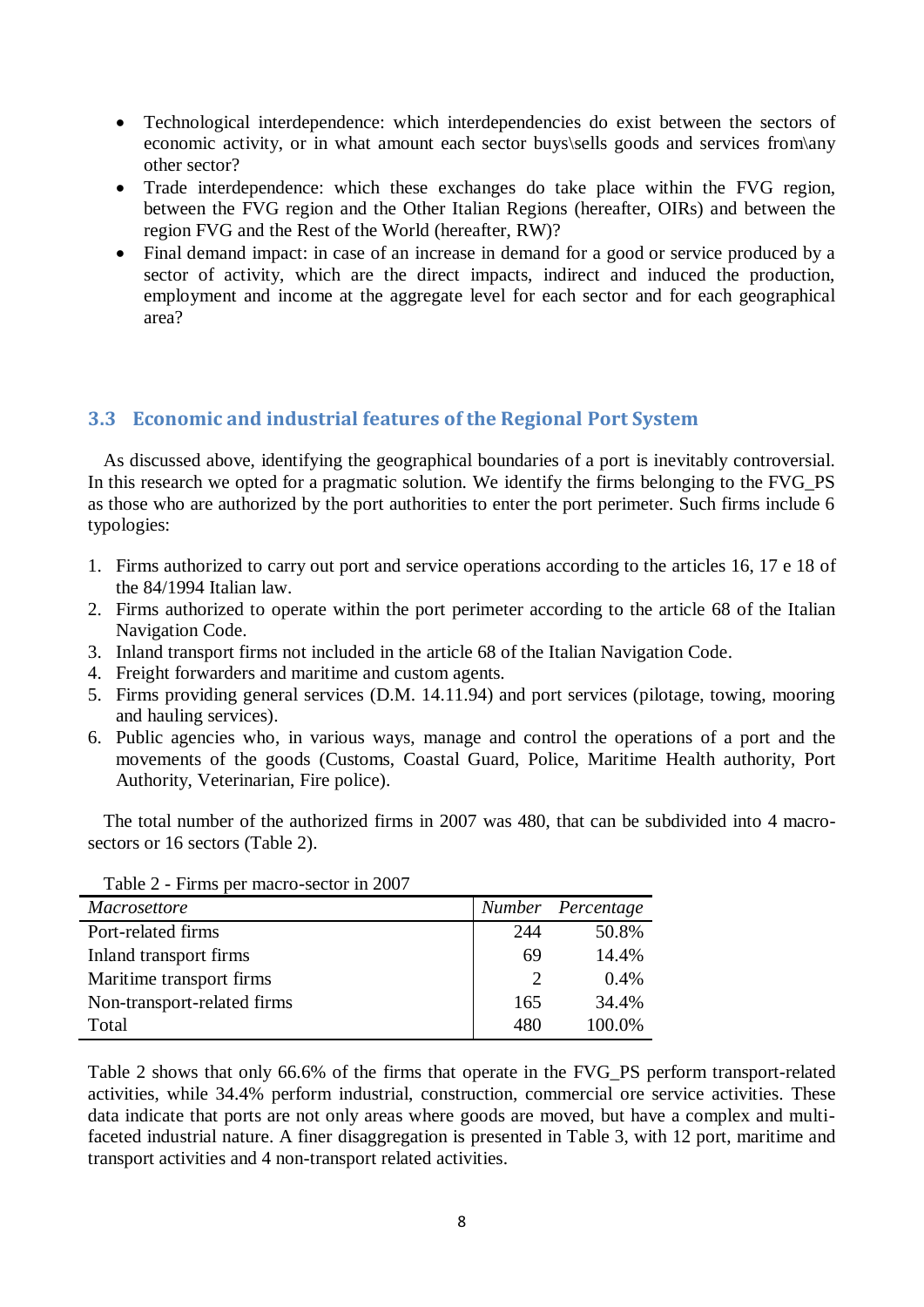- Technological interdependence: which interdependencies do exist between the sectors of economic activity, or in what amount each sector buys\sells goods and services from\any other sector?
- Trade interdependence: which these exchanges do take place within the FVG region, between the FVG region and the Other Italian Regions (hereafter, OIRs) and between the region FVG and the Rest of the World (hereafter, RW)?
- Final demand impact: in case of an increase in demand for a good or service produced by a sector of activity, which are the direct impacts, indirect and induced the production, employment and income at the aggregate level for each sector and for each geographical area?

## 3.3 Economic and industrial features of the Regional Port System

As discussed above, identifying the geographical boundaries of a port is inevitably controversial. In this research we opted for a pragmatic solution. We identify the firms belonging to the FVG_PS as those who are authorized by the port authorities to enter the port perimeter. Such firms include 6 typologies:

1. Firms authorized to carry out port and service operations according to the articles 16, 17 e 18 of the 84/1994 Italian law.
2. Firms authorized to operate within the port perimeter according to the article 68 of the Italian Navigation Code.
3. Inland transport firms not included in the article 68 of the Italian Navigation Code.
4. Freight forwarders and maritime and custom agents.
5. Firms providing general services (D.M. 14.11.94) and port services (pilotage, towing, mooring and hauling services).
6. Public agencies who, in various ways, manage and control the operations of a port and the movements of the goods (Customs, Coastal Guard, Police, Maritime Health authority, Port Authority, Veterinarian, Fire police).

The total number of the authorized firms in 2007 was 480, that can be subdivided into 4 macro-sectors or 16 sectors (Table 2).

Table 2 - Firms per macro-sector in 2007

| *Macrosettore* | *Number* | *Percentage* |
|---|---|---|
| Port-related firms | 244 | 50.8% |
| Inland transport firms | 69 | 14.4% |
| Maritime transport firms | 2 | 0.4% |
| Non-transport-related firms | 165 | 34.4% |
| Total | 480 | 100.0% |

Table 2 shows that only 66.6% of the firms that operate in the FVG_PS perform transport-related activities, while 34.4% perform industrial, construction, commercial ore service activities. These data indicate that ports are not only areas where goods are moved, but have a complex and multi-faceted industrial nature. A finer disaggregation is presented in Table 3, with 12 port, maritime and transport activities and 4 non-transport related activities.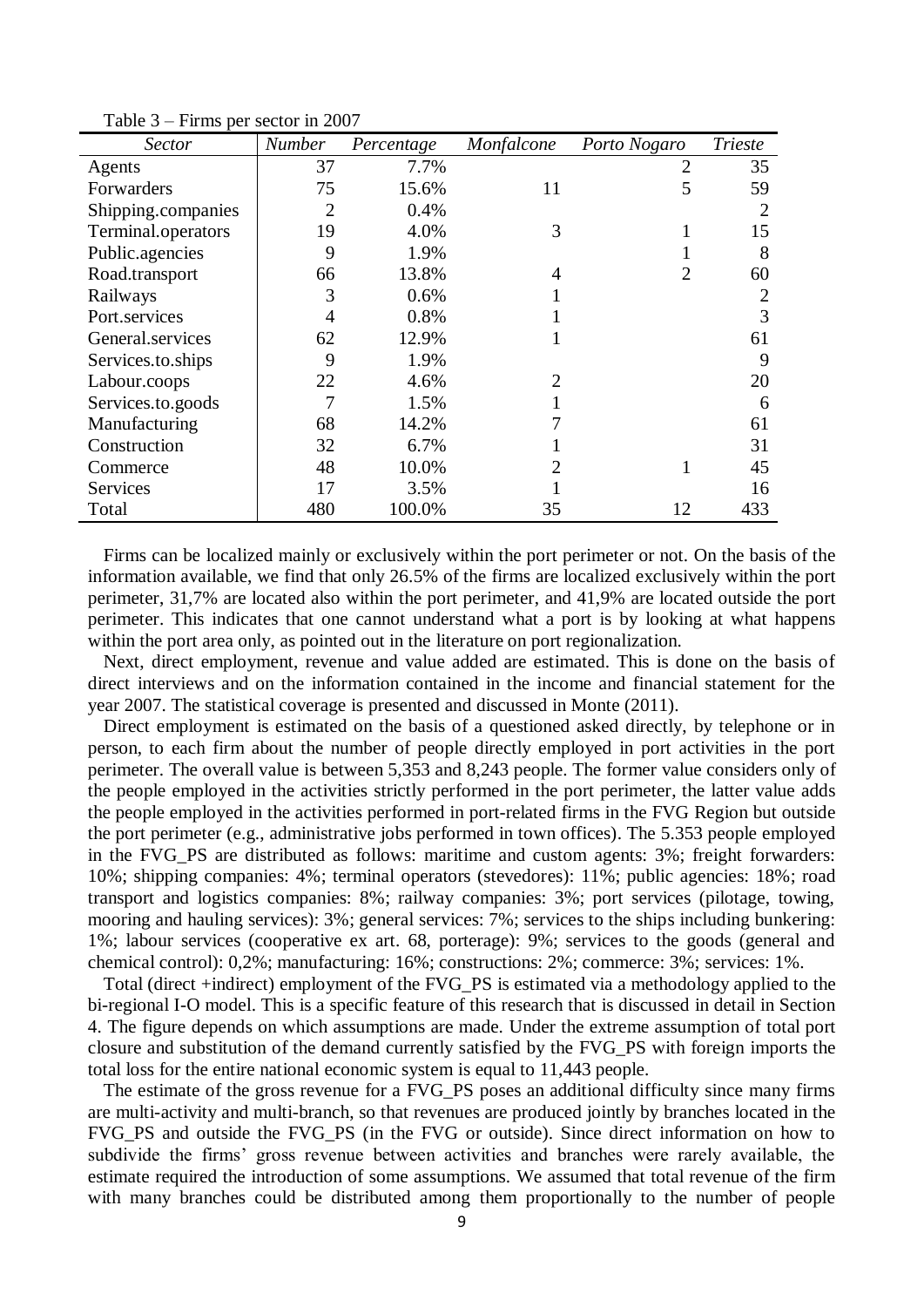Table 3 – Firms per sector in 2007

| *Sector* | *Number* | *Percentage* | *Monfalcone* | *Porto Nogaro* | *Trieste* |
|---|---|---|---|---|---|
| Agents | 37 | 7.7% | | 2 | 35 |
| Forwarders | 75 | 15.6% | 11 | 5 | 59 |
| Shipping.companies | 2 | 0.4% | | | 2 |
| Terminal.operators | 19 | 4.0% | 3 | 1 | 15 |
| Public.agencies | 9 | 1.9% | | 1 | 8 |
| Road.transport | 66 | 13.8% | 4 | 2 | 60 |
| Railways | 3 | 0.6% | 1 | | 2 |
| Port.services | 4 | 0.8% | 1 | | 3 |
| General.services | 62 | 12.9% | 1 | | 61 |
| Services.to.ships | 9 | 1.9% | | | 9 |
| Labour.coops | 22 | 4.6% | 2 | | 20 |
| Services.to.goods | 7 | 1.5% | 1 | | 6 |
| Manufacturing | 68 | 14.2% | 7 | | 61 |
| Construction | 32 | 6.7% | 1 | | 31 |
| Commerce | 48 | 10.0% | 2 | 1 | 45 |
| Services | 17 | 3.5% | 1 | | 16 |
| Total | 480 | 100.0% | 35 | 12 | 433 |

Firms can be localized mainly or exclusively within the port perimeter or not. On the basis of the information available, we find that only 26.5% of the firms are localized exclusively within the port perimeter, 31,7% are located also within the port perimeter, and 41,9% are located outside the port perimeter. This indicates that one cannot understand what a port is by looking at what happens within the port area only, as pointed out in the literature on port regionalization.

Next, direct employment, revenue and value added are estimated. This is done on the basis of direct interviews and on the information contained in the income and financial statement for the year 2007. The statistical coverage is presented and discussed in Monte (2011).

Direct employment is estimated on the basis of a questioned asked directly, by telephone or in person, to each firm about the number of people directly employed in port activities in the port perimeter. The overall value is between 5,353 and 8,243 people. The former value considers only of the people employed in the activities strictly performed in the port perimeter, the latter value adds the people employed in the activities performed in port-related firms in the FVG Region but outside the port perimeter (e.g., administrative jobs performed in town offices). The 5.353 people employed in the FVG_PS are distributed as follows: maritime and custom agents: 3%; freight forwarders: 10%; shipping companies: 4%; terminal operators (stevedores): 11%; public agencies: 18%; road transport and logistics companies: 8%; railway companies: 3%; port services (pilotage, towing, mooring and hauling services): 3%; general services: 7%; services to the ships including bunkering: 1%; labour services (cooperative ex art. 68, porterage): 9%; services to the goods (general and chemical control): 0,2%; manufacturing: 16%; constructions: 2%; commerce: 3%; services: 1%.

Total (direct +indirect) employment of the FVG_PS is estimated via a methodology applied to the bi-regional I-O model. This is a specific feature of this research that is discussed in detail in Section 4. The figure depends on which assumptions are made. Under the extreme assumption of total port closure and substitution of the demand currently satisfied by the FVG_PS with foreign imports the total loss for the entire national economic system is equal to 11,443 people.

The estimate of the gross revenue for a FVG_PS poses an additional difficulty since many firms are multi-activity and multi-branch, so that revenues are produced jointly by branches located in the FVG_PS and outside the FVG_PS (in the FVG or outside). Since direct information on how to subdivide the firms' gross revenue between activities and branches were rarely available, the estimate required the introduction of some assumptions. We assumed that total revenue of the firm with many branches could be distributed among them proportionally to the number of people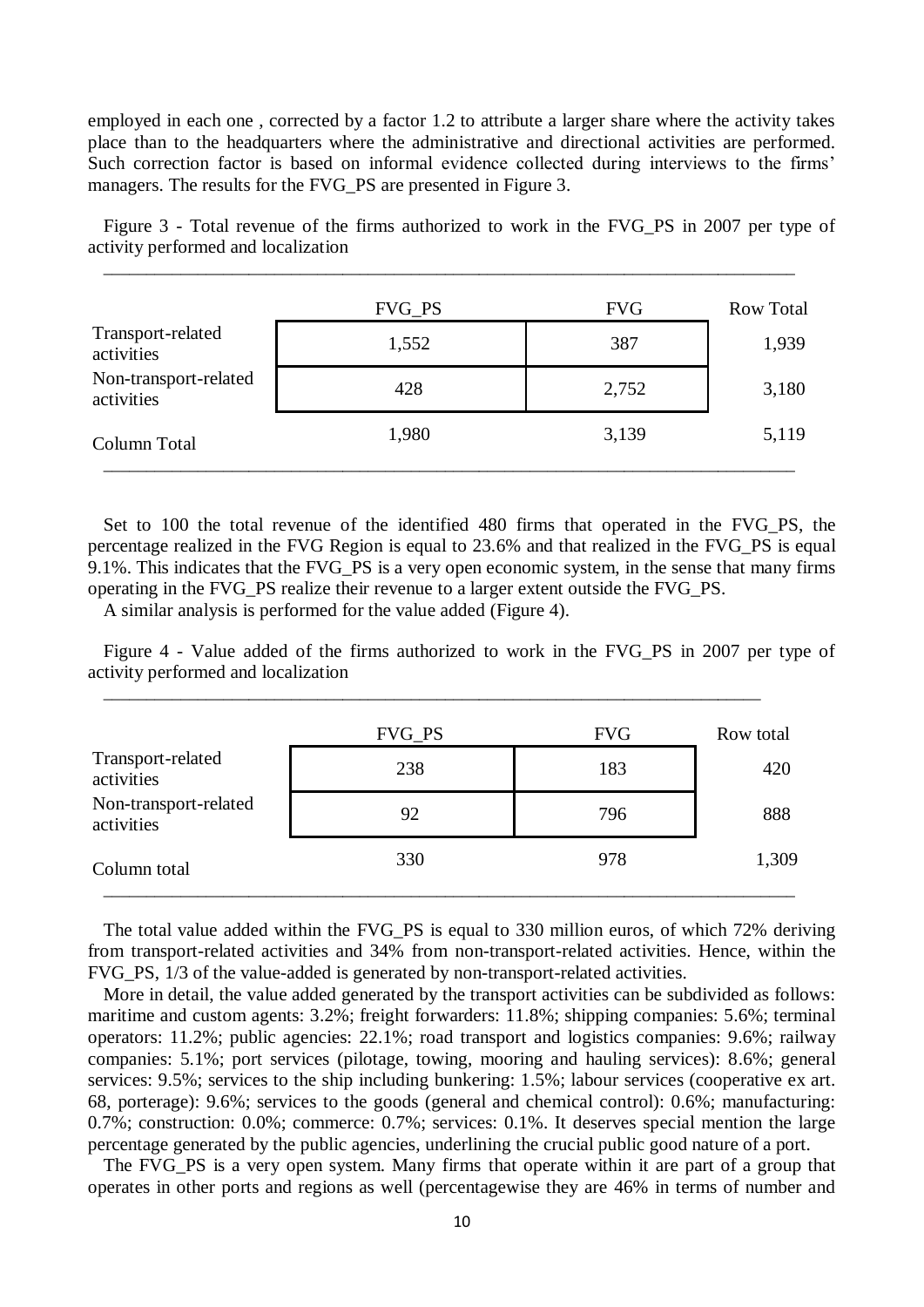employed in each one , corrected by a factor 1.2 to attribute a larger share where the activity takes place than to the headquarters where the administrative and directional activities are performed. Such correction factor is based on informal evidence collected during interviews to the firms' managers. The results for the FVG_PS are presented in Figure 3.

Figure 3 - Total revenue of the firms authorized to work in the FVG_PS in 2007 per type of activity performed and localization

| | FVG_PS | FVG | Row Total |
|---|---|---|---|
| Transport-related activities | 1,552 | 387 | 1,939 |
| Non-transport-related activities | 428 | 2,752 | 3,180 |
| Column Total | 1,980 | 3,139 | 5,119 |

Set to 100 the total revenue of the identified 480 firms that operated in the FVG_PS, the percentage realized in the FVG Region is equal to 23.6% and that realized in the FVG_PS is equal 9.1%. This indicates that the FVG_PS is a very open economic system, in the sense that many firms operating in the FVG_PS realize their revenue to a larger extent outside the FVG_PS.

A similar analysis is performed for the value added (Figure 4).

Figure 4 - Value added of the firms authorized to work in the FVG_PS in 2007 per type of activity performed and localization

| | FVG_PS | FVG | Row total |
|---|---|---|---|
| Transport-related activities | 238 | 183 | 420 |
| Non-transport-related activities | 92 | 796 | 888 |
| Column total | 330 | 978 | 1,309 |

The total value added within the FVG_PS is equal to 330 million euros, of which 72% deriving from transport-related activities and 34% from non-transport-related activities. Hence, within the FVG_PS, 1/3 of the value-added is generated by non-transport-related activities.

More in detail, the value added generated by the transport activities can be subdivided as follows: maritime and custom agents: 3.2%; freight forwarders: 11.8%; shipping companies: 5.6%; terminal operators: 11.2%; public agencies: 22.1%; road transport and logistics companies: 9.6%; railway companies: 5.1%; port services (pilotage, towing, mooring and hauling services): 8.6%; general services: 9.5%; services to the ship including bunkering: 1.5%; labour services (cooperative ex art. 68, porterage): 9.6%; services to the goods (general and chemical control): 0.6%; manufacturing: 0.7%; construction: 0.0%; commerce: 0.7%; services: 0.1%. It deserves special mention the large percentage generated by the public agencies, underlining the crucial public good nature of a port.

The FVG_PS is a very open system. Many firms that operate within it are part of a group that operates in other ports and regions as well (percentagewise they are 46% in terms of number and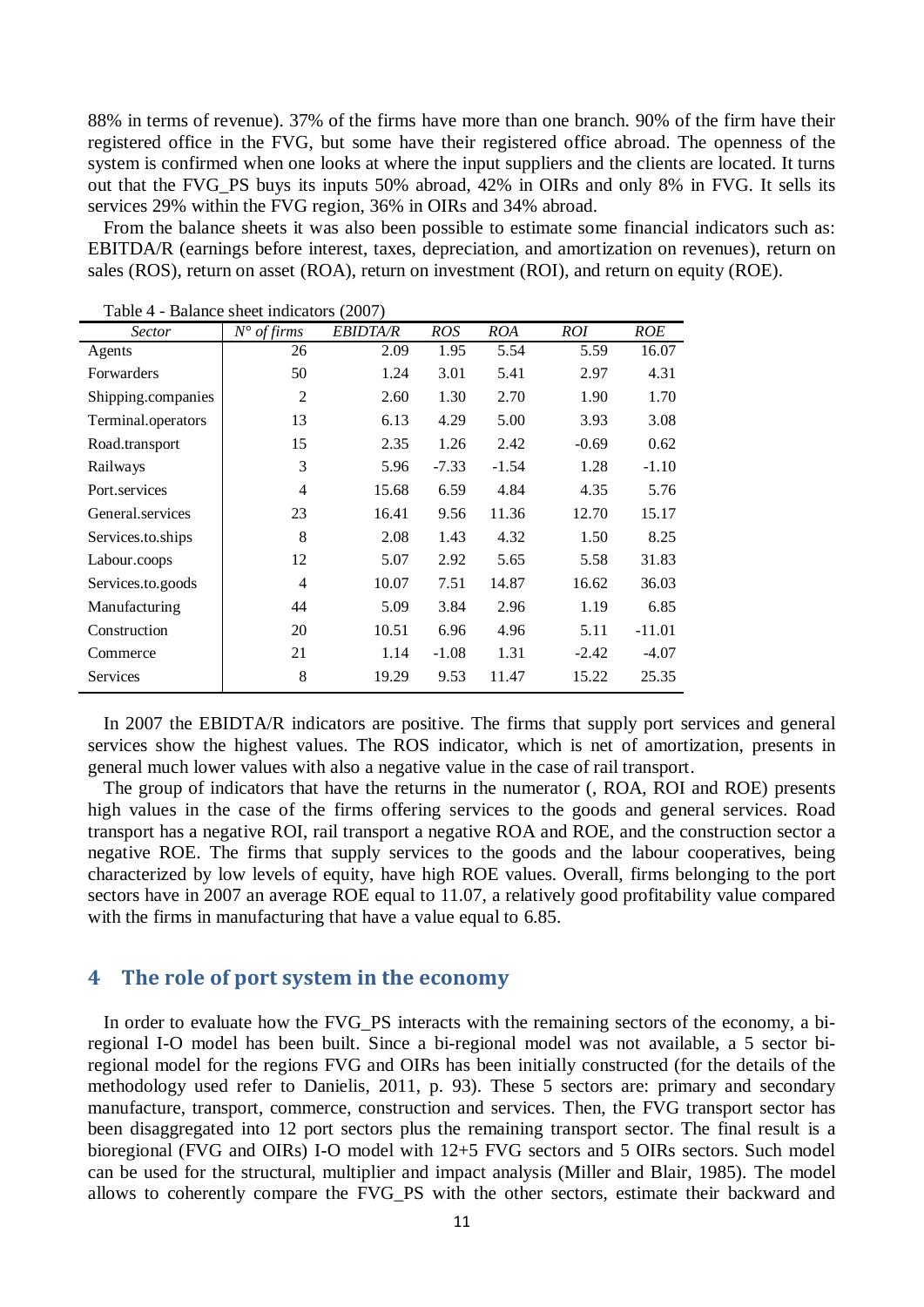88% in terms of revenue). 37% of the firms have more than one branch. 90% of the firm have their registered office in the FVG, but some have their registered office abroad. The openness of the system is confirmed when one looks at where the input suppliers and the clients are located. It turns out that the FVG_PS buys its inputs 50% abroad, 42% in OIRs and only 8% in FVG. It sells its services 29% within the FVG region, 36% in OIRs and 34% abroad.

From the balance sheets it was also been possible to estimate some financial indicators such as: EBITDA/R (earnings before interest, taxes, depreciation, and amortization on revenues), return on sales (ROS), return on asset (ROA), return on investment (ROI), and return on equity (ROE).

Table 4 - Balance sheet indicators (2007)

| *Sector* | *N° of firms* | *EBIDTA/R* | *ROS* | *ROA* | *ROI* | *ROE* |
|---|---|---|---|---|---|---|
| Agents | 26 | 2.09 | 1.95 | 5.54 | 5.59 | 16.07 |
| Forwarders | 50 | 1.24 | 3.01 | 5.41 | 2.97 | 4.31 |
| Shipping.companies | 2 | 2.60 | 1.30 | 2.70 | 1.90 | 1.70 |
| Terminal.operators | 13 | 6.13 | 4.29 | 5.00 | 3.93 | 3.08 |
| Road.transport | 15 | 2.35 | 1.26 | 2.42 | -0.69 | 0.62 |
| Railways | 3 | 5.96 | -7.33 | -1.54 | 1.28 | -1.10 |
| Port.services | 4 | 15.68 | 6.59 | 4.84 | 4.35 | 5.76 |
| General.services | 23 | 16.41 | 9.56 | 11.36 | 12.70 | 15.17 |
| Services.to.ships | 8 | 2.08 | 1.43 | 4.32 | 1.50 | 8.25 |
| Labour.coops | 12 | 5.07 | 2.92 | 5.65 | 5.58 | 31.83 |
| Services.to.goods | 4 | 10.07 | 7.51 | 14.87 | 16.62 | 36.03 |
| Manufacturing | 44 | 5.09 | 3.84 | 2.96 | 1.19 | 6.85 |
| Construction | 20 | 10.51 | 6.96 | 4.96 | 5.11 | -11.01 |
| Commerce | 21 | 1.14 | -1.08 | 1.31 | -2.42 | -4.07 |
| Services | 8 | 19.29 | 9.53 | 11.47 | 15.22 | 25.35 |

In 2007 the EBIDTA/R indicators are positive. The firms that supply port services and general services show the highest values. The ROS indicator, which is net of amortization, presents in general much lower values with also a negative value in the case of rail transport.

The group of indicators that have the returns in the numerator (, ROA, ROI and ROE) presents high values in the case of the firms offering services to the goods and general services. Road transport has a negative ROI, rail transport a negative ROA and ROE, and the construction sector a negative ROE. The firms that supply services to the goods and the labour cooperatives, being characterized by low levels of equity, have high ROE values. Overall, firms belonging to the port sectors have in 2007 an average ROE equal to 11.07, a relatively good profitability value compared with the firms in manufacturing that have a value equal to 6.85.

## 4 The role of port system in the economy

In order to evaluate how the FVG_PS interacts with the remaining sectors of the economy, a bi-regional I-O model has been built. Since a bi-regional model was not available, a 5 sector bi-regional model for the regions FVG and OIRs has been initially constructed (for the details of the methodology used refer to Danielis, 2011, p. 93). These 5 sectors are: primary and secondary manufacture, transport, commerce, construction and services. Then, the FVG transport sector has been disaggregated into 12 port sectors plus the remaining transport sector. The final result is a bioregional (FVG and OIRs) I-O model with 12+5 FVG sectors and 5 OIRs sectors. Such model can be used for the structural, multiplier and impact analysis (Miller and Blair, 1985). The model allows to coherently compare the FVG_PS with the other sectors, estimate their backward and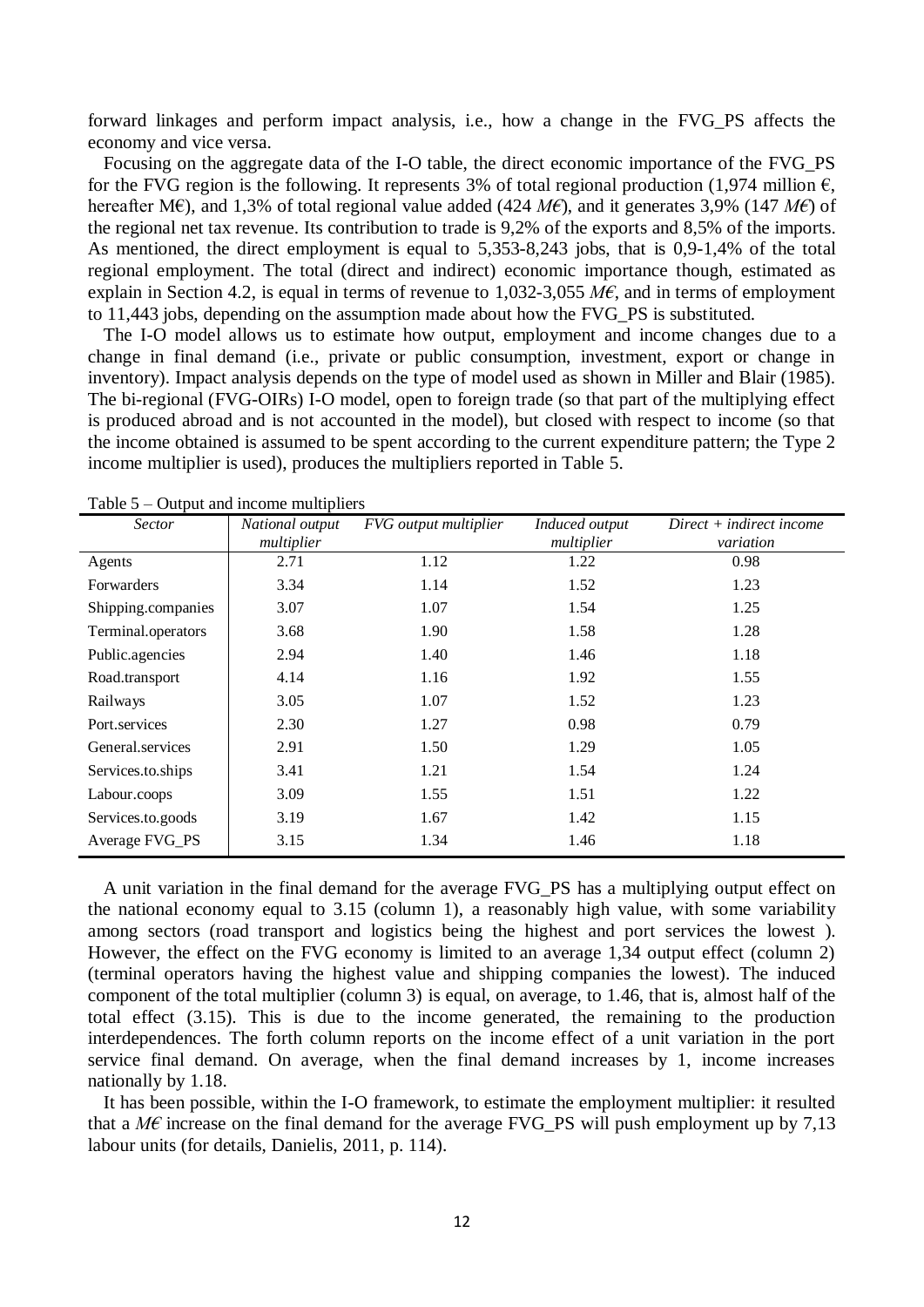forward linkages and perform impact analysis, i.e., how a change in the FVG_PS affects the economy and vice versa.

Focusing on the aggregate data of the I-O table, the direct economic importance of the FVG_PS for the FVG region is the following. It represents 3% of total regional production (1,974 million €, hereafter M€), and 1,3% of total regional value added (424 *M€*), and it generates 3,9% (147 *M€*) of the regional net tax revenue. Its contribution to trade is 9,2% of the exports and 8,5% of the imports. As mentioned, the direct employment is equal to 5,353-8,243 jobs, that is 0,9-1,4% of the total regional employment. The total (direct and indirect) economic importance though, estimated as explain in Section 4.2, is equal in terms of revenue to 1,032-3,055 *M€*, and in terms of employment to 11,443 jobs, depending on the assumption made about how the FVG_PS is substituted.

The I-O model allows us to estimate how output, employment and income changes due to a change in final demand (i.e., private or public consumption, investment, export or change in inventory). Impact analysis depends on the type of model used as shown in Miller and Blair (1985). The bi-regional (FVG-OIRs) I-O model, open to foreign trade (so that part of the multiplying effect is produced abroad and is not accounted in the model), but closed with respect to income (so that the income obtained is assumed to be spent according to the current expenditure pattern; the Type 2 income multiplier is used), produces the multipliers reported in Table 5.

Table 5 – Output and income multipliers

| *Sector* | *National output multiplier* | *FVG output multiplier* | *Induced output multiplier* | *Direct + indirect income variation* |
|---|---|---|---|---|
| Agents | 2.71 | 1.12 | 1.22 | 0.98 |
| Forwarders | 3.34 | 1.14 | 1.52 | 1.23 |
| Shipping.companies | 3.07 | 1.07 | 1.54 | 1.25 |
| Terminal.operators | 3.68 | 1.90 | 1.58 | 1.28 |
| Public.agencies | 2.94 | 1.40 | 1.46 | 1.18 |
| Road.transport | 4.14 | 1.16 | 1.92 | 1.55 |
| Railways | 3.05 | 1.07 | 1.52 | 1.23 |
| Port.services | 2.30 | 1.27 | 0.98 | 0.79 |
| General.services | 2.91 | 1.50 | 1.29 | 1.05 |
| Services.to.ships | 3.41 | 1.21 | 1.54 | 1.24 |
| Labour.coops | 3.09 | 1.55 | 1.51 | 1.22 |
| Services.to.goods | 3.19 | 1.67 | 1.42 | 1.15 |
| Average FVG_PS | 3.15 | 1.34 | 1.46 | 1.18 |

A unit variation in the final demand for the average FVG_PS has a multiplying output effect on the national economy equal to 3.15 (column 1), a reasonably high value, with some variability among sectors (road transport and logistics being the highest and port services the lowest ). However, the effect on the FVG economy is limited to an average 1,34 output effect (column 2) (terminal operators having the highest value and shipping companies the lowest). The induced component of the total multiplier (column 3) is equal, on average, to 1.46, that is, almost half of the total effect (3.15). This is due to the income generated, the remaining to the production interdependences. The forth column reports on the income effect of a unit variation in the port service final demand. On average, when the final demand increases by 1, income increases nationally by 1.18.

It has been possible, within the I-O framework, to estimate the employment multiplier: it resulted that a *M€* increase on the final demand for the average FVG_PS will push employment up by 7,13 labour units (for details, Danielis, 2011, p. 114).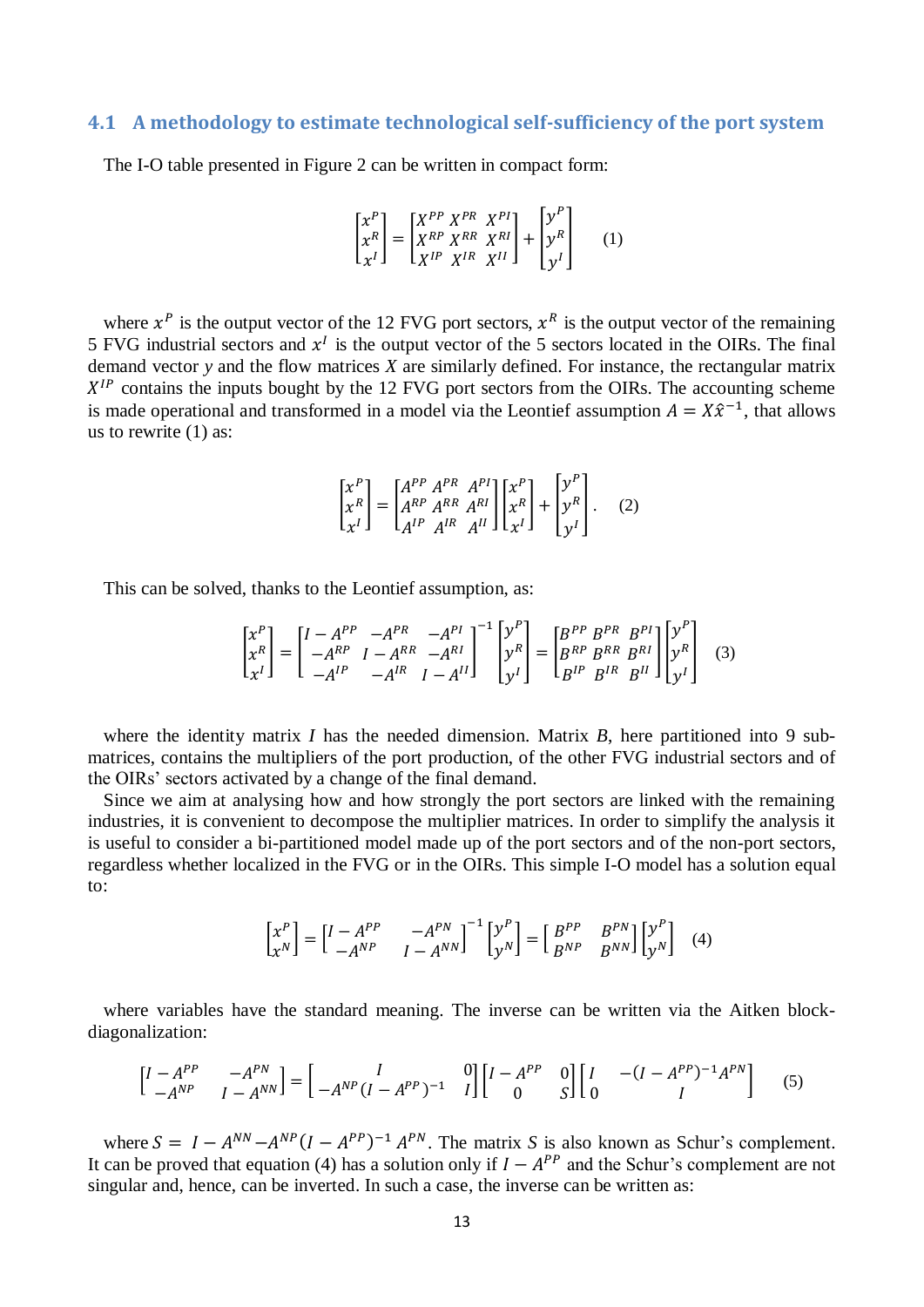### 4.1 A methodology to estimate technological self-sufficiency of the port system

The I-O table presented in Figure 2 can be written in compact form:

$$\begin{bmatrix} x^P \\ x^R \\ x^I \end{bmatrix} = \begin{bmatrix} X^{PP} & X^{PR} & X^{PI} \\ X^{RP} & X^{RR} & X^{RI} \\ X^{IP} & X^{IR} & X^{II} \end{bmatrix} + \begin{bmatrix} y^P \\ y^R \\ y^I \end{bmatrix} \quad (1)$$

where $x^P$ is the output vector of the 12 FVG port sectors, $x^R$ is the output vector of the remaining 5 FVG industrial sectors and $x^I$ is the output vector of the 5 sectors located in the OIRs. The final demand vector $y$ and the flow matrices $X$ are similarly defined. For instance, the rectangular matrix $X^{IP}$ contains the inputs bought by the 12 FVG port sectors from the OIRs. The accounting scheme is made operational and transformed in a model via the Leontief assumption $A = X\hat{x}^{-1}$, that allows us to rewrite (1) as:

$$\begin{bmatrix} x^P \\ x^R \\ x^I \end{bmatrix} = \begin{bmatrix} A^{PP} & A^{PR} & A^{PI} \\ A^{RP} & A^{RR} & A^{RI} \\ A^{IP} & A^{IR} & A^{II} \end{bmatrix} \begin{bmatrix} x^P \\ x^R \\ x^I \end{bmatrix} + \begin{bmatrix} y^P \\ y^R \\ y^I \end{bmatrix}. \quad (2)$$

This can be solved, thanks to the Leontief assumption, as:

$$\begin{bmatrix} x^P \\ x^R \\ x^I \end{bmatrix} = \begin{bmatrix} I - A^{PP} & -A^{PR} & -A^{PI} \\ -A^{RP} & I - A^{RR} & -A^{RI} \\ -A^{IP} & -A^{IR} & I - A^{II} \end{bmatrix}^{-1} \begin{bmatrix} y^P \\ y^R \\ y^I \end{bmatrix} = \begin{bmatrix} B^{PP} & B^{PR} & B^{PI} \\ B^{RP} & B^{RR} & B^{RI} \\ B^{IP} & B^{IR} & B^{II} \end{bmatrix} \begin{bmatrix} y^P \\ y^R \\ y^I \end{bmatrix} \quad (3)$$

where the identity matrix $I$ has the needed dimension. Matrix $B$, here partitioned into 9 sub-matrices, contains the multipliers of the port production, of the other FVG industrial sectors and of the OIRs' sectors activated by a change of the final demand.

Since we aim at analysing how and how strongly the port sectors are linked with the remaining industries, it is convenient to decompose the multiplier matrices. In order to simplify the analysis it is useful to consider a bi-partitioned model made up of the port sectors and of the non-port sectors, regardless whether localized in the FVG or in the OIRs. This simple I-O model has a solution equal to:

$$\begin{bmatrix} x^P \\ x^N \end{bmatrix} = \begin{bmatrix} I - A^{PP} & -A^{PN} \\ -A^{NP} & I - A^{NN} \end{bmatrix}^{-1} \begin{bmatrix} y^P \\ y^N \end{bmatrix} = \begin{bmatrix} B^{PP} & B^{PN} \\ B^{NP} & B^{NN} \end{bmatrix} \begin{bmatrix} y^P \\ y^N \end{bmatrix} \quad (4)$$

where variables have the standard meaning. The inverse can be written via the Aitken block-diagonalization:

$$\begin{bmatrix} I - A^{PP} & -A^{PN} \\ -A^{NP} & I - A^{NN} \end{bmatrix} = \begin{bmatrix} I & 0 \\ -A^{NP}(I - A^{PP})^{-1} & I \end{bmatrix} \begin{bmatrix} I - A^{PP} & 0 \\ 0 & S \end{bmatrix} \begin{bmatrix} I & -(I - A^{PP})^{-1}A^{PN} \\ 0 & I \end{bmatrix} \quad (5)$$

where $S = I - A^{NN} - A^{NP}(I - A^{PP})^{-1}A^{PN}$. The matrix $S$ is also known as Schur's complement. It can be proved that equation (4) has a solution only if $I - A^{PP}$ and the Schur's complement are not singular and, hence, can be inverted. In such a case, the inverse can be written as: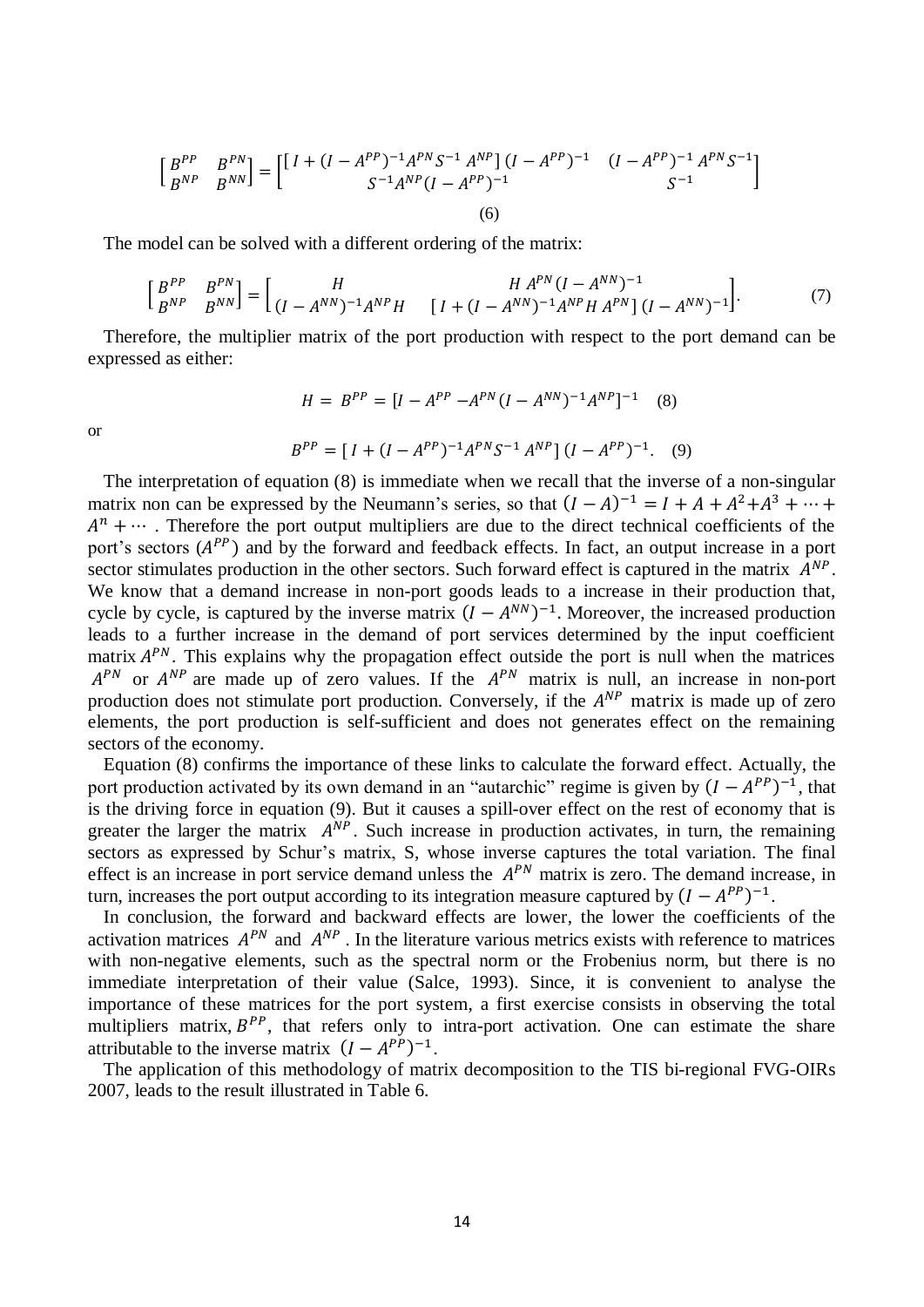$$\begin{bmatrix} B^{PP} & B^{PN} \\ B^{NP} & B^{NN} \end{bmatrix} = \begin{bmatrix} [I + (I - A^{PP})^{-1} A^{PN} S^{-1} A^{NP}] (I - A^{PP})^{-1} & (I - A^{PP})^{-1} A^{PN} S^{-1} \\ S^{-1} A^{NP} (I - A^{PP})^{-1} & S^{-1} \end{bmatrix}$$

(6)

The model can be solved with a different ordering of the matrix:

$$\begin{bmatrix} B^{PP} & B^{PN} \\ B^{NP} & B^{NN} \end{bmatrix} = \begin{bmatrix} H & H A^{PN} (I - A^{NN})^{-1} \\ (I - A^{NN})^{-1} A^{NP} H & [I + (I - A^{NN})^{-1} A^{NP} H A^{PN}] (I - A^{NN})^{-1} \end{bmatrix}. \quad (7)$$

Therefore, the multiplier matrix of the port production with respect to the port demand can be expressed as either:

$$H = B^{PP} = [I - A^{PP} - A^{PN} (I - A^{NN})^{-1} A^{NP}]^{-1} \quad (8)$$

or

$$B^{PP} = [I + (I - A^{PP})^{-1} A^{PN} S^{-1} A^{NP}] (I - A^{PP})^{-1}. \quad (9)$$

The interpretation of equation (8) is immediate when we recall that the inverse of a non-singular matrix non can be expressed by the Neumann's series, so that $(I - A)^{-1} = I + A + A^2 + A^3 + \cdots + A^n + \cdots$ . Therefore the port output multipliers are due to the direct technical coefficients of the port's sectors ($A^{PP}$) and by the forward and feedback effects. In fact, an output increase in a port sector stimulates production in the other sectors. Such forward effect is captured in the matrix $A^{NP}$. We know that a demand increase in non-port goods leads to a increase in their production that, cycle by cycle, is captured by the inverse matrix $(I - A^{NN})^{-1}$. Moreover, the increased production leads to a further increase in the demand of port services determined by the input coefficient matrix $A^{PN}$. This explains why the propagation effect outside the port is null when the matrices $A^{PN}$ or $A^{NP}$ are made up of zero values. If the $A^{PN}$ matrix is null, an increase in non-port production does not stimulate port production. Conversely, if the $A^{NP}$ matrix is made up of zero elements, the port production is self-sufficient and does not generates effect on the remaining sectors of the economy.

Equation (8) confirms the importance of these links to calculate the forward effect. Actually, the port production activated by its own demand in an "autarchic" regime is given by $(I - A^{PP})^{-1}$, that is the driving force in equation (9). But it causes a spill-over effect on the rest of economy that is greater the larger the matrix $A^{NP}$. Such increase in production activates, in turn, the remaining sectors as expressed by Schur's matrix, S, whose inverse captures the total variation. The final effect is an increase in port service demand unless the $A^{PN}$ matrix is zero. The demand increase, in turn, increases the port output according to its integration measure captured by $(I - A^{PP})^{-1}$.

In conclusion, the forward and backward effects are lower, the lower the coefficients of the activation matrices $A^{PN}$ and $A^{NP}$ . In the literature various metrics exists with reference to matrices with non-negative elements, such as the spectral norm or the Frobenius norm, but there is no immediate interpretation of their value (Salce, 1993). Since, it is convenient to analyse the importance of these matrices for the port system, a first exercise consists in observing the total multipliers matrix, $B^{PP}$, that refers only to intra-port activation. One can estimate the share attributable to the inverse matrix $(I - A^{PP})^{-1}$.

The application of this methodology of matrix decomposition to the TIS bi-regional FVG-OIRs 2007, leads to the result illustrated in Table 6.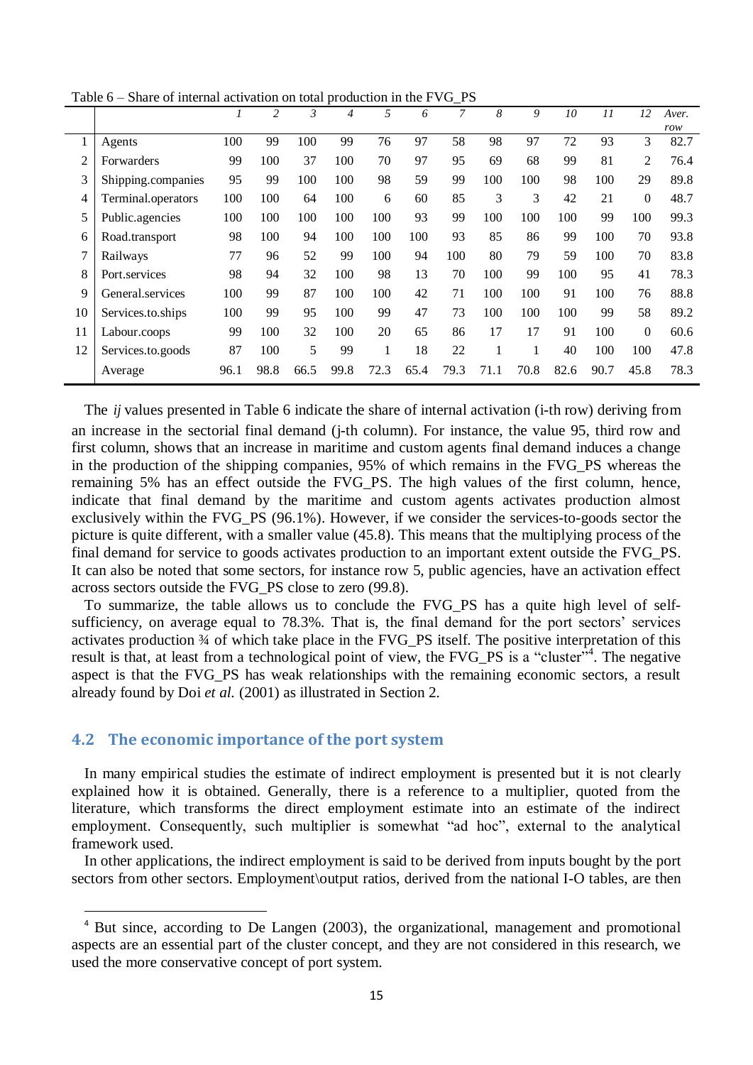Table 6 – Share of internal activation on total production in the FVG_PS

| | | *1* | *2* | *3* | *4* | *5* | *6* | *7* | *8* | *9* | *10* | *11* | *12* | *Aver. row* |
|---|---|---|---|---|---|---|---|---|---|---|---|---|---|---|
| 1 | Agents | 100 | 99 | 100 | 99 | 76 | 97 | 58 | 98 | 97 | 72 | 93 | 3 | 82.7 |
| 2 | Forwarders | 99 | 100 | 37 | 100 | 70 | 97 | 95 | 69 | 68 | 99 | 81 | 2 | 76.4 |
| 3 | Shipping.companies | 95 | 99 | 100 | 100 | 98 | 59 | 99 | 100 | 100 | 98 | 100 | 29 | 89.8 |
| 4 | Terminal.operators | 100 | 100 | 64 | 100 | 6 | 60 | 85 | 3 | 3 | 42 | 21 | 0 | 48.7 |
| 5 | Public.agencies | 100 | 100 | 100 | 100 | 100 | 93 | 99 | 100 | 100 | 100 | 99 | 100 | 99.3 |
| 6 | Road.transport | 98 | 100 | 94 | 100 | 100 | 100 | 93 | 85 | 86 | 99 | 100 | 70 | 93.8 |
| 7 | Railways | 77 | 96 | 52 | 99 | 100 | 94 | 100 | 80 | 79 | 59 | 100 | 70 | 83.8 |
| 8 | Port.services | 98 | 94 | 32 | 100 | 98 | 13 | 70 | 100 | 99 | 100 | 95 | 41 | 78.3 |
| 9 | General.services | 100 | 99 | 87 | 100 | 100 | 42 | 71 | 100 | 100 | 91 | 100 | 76 | 88.8 |
| 10 | Services.to.ships | 100 | 99 | 95 | 100 | 99 | 47 | 73 | 100 | 100 | 100 | 99 | 58 | 89.2 |
| 11 | Labour.coops | 99 | 100 | 32 | 100 | 20 | 65 | 86 | 17 | 17 | 91 | 100 | 0 | 60.6 |
| 12 | Services.to.goods | 87 | 100 | 5 | 99 | 1 | 18 | 22 | 1 | 1 | 40 | 100 | 100 | 47.8 |
| | Average | 96.1 | 98.8 | 66.5 | 99.8 | 72.3 | 65.4 | 79.3 | 71.1 | 70.8 | 82.6 | 90.7 | 45.8 | 78.3 |

The *ij* values presented in Table 6 indicate the share of internal activation (i-th row) deriving from an increase in the sectorial final demand (j-th column). For instance, the value 95, third row and first column, shows that an increase in maritime and custom agents final demand induces a change in the production of the shipping companies, 95% of which remains in the FVG_PS whereas the remaining 5% has an effect outside the FVG_PS. The high values of the first column, hence, indicate that final demand by the maritime and custom agents activates production almost exclusively within the FVG_PS (96.1%). However, if we consider the services-to-goods sector the picture is quite different, with a smaller value (45.8). This means that the multiplying process of the final demand for service to goods activates production to an important extent outside the FVG_PS. It can also be noted that some sectors, for instance row 5, public agencies, have an activation effect across sectors outside the FVG_PS close to zero (99.8).

To summarize, the table allows us to conclude the FVG_PS has a quite high level of self-sufficiency, on average equal to 78.3%. That is, the final demand for the port sectors' services activates production ¾ of which take place in the FVG_PS. The positive interpretation of this result is that, at least from a technological point of view, the FVG_PS is a "cluster"[4]. The negative aspect is that the FVG_PS has weak relationships with the remaining economic sectors, a result already found by Doi *et al.* (2001) as illustrated in Section 2.

## 4.2 The economic importance of the port system

In many empirical studies the estimate of indirect employment is presented but it is not clearly explained how it is obtained. Generally, there is a reference to a multiplier, quoted from the literature, which transforms the direct employment estimate into an estimate of the indirect employment. Consequently, such multiplier is somewhat "ad hoc", external to the analytical framework used.

In other applications, the indirect employment is said to be derived from inputs bought by the port sectors from other sectors. Employment\output ratios, derived from the national I-O tables, are then

[4] But since, according to De Langen (2003), the organizational, management and promotional aspects are an essential part of the cluster concept, and they are not considered in this research, we used the more conservative concept of port system.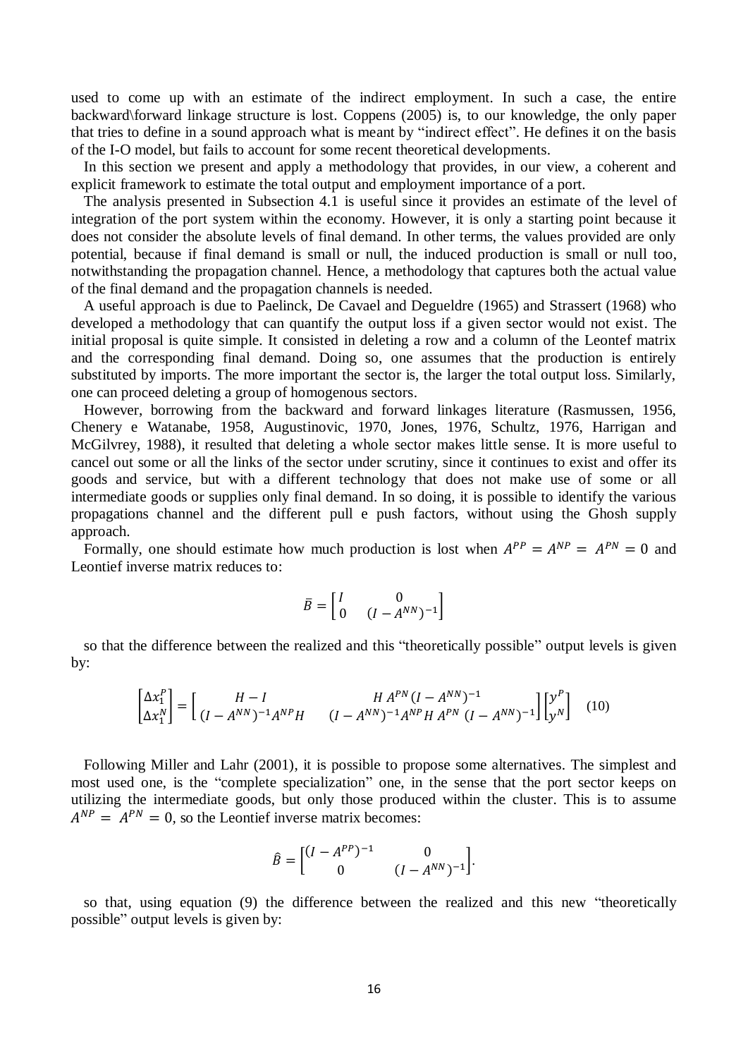used to come up with an estimate of the indirect employment. In such a case, the entire backward\forward linkage structure is lost. Coppens (2005) is, to our knowledge, the only paper that tries to define in a sound approach what is meant by "indirect effect". He defines it on the basis of the I-O model, but fails to account for some recent theoretical developments.

In this section we present and apply a methodology that provides, in our view, a coherent and explicit framework to estimate the total output and employment importance of a port.

The analysis presented in Subsection 4.1 is useful since it provides an estimate of the level of integration of the port system within the economy. However, it is only a starting point because it does not consider the absolute levels of final demand. In other terms, the values provided are only potential, because if final demand is small or null, the induced production is small or null too, notwithstanding the propagation channel. Hence, a methodology that captures both the actual value of the final demand and the propagation channels is needed.

A useful approach is due to Paelinck, De Cavael and Degueldre (1965) and Strassert (1968) who developed a methodology that can quantify the output loss if a given sector would not exist. The initial proposal is quite simple. It consisted in deleting a row and a column of the Leontef matrix and the corresponding final demand. Doing so, one assumes that the production is entirely substituted by imports. The more important the sector is, the larger the total output loss. Similarly, one can proceed deleting a group of homogenous sectors.

However, borrowing from the backward and forward linkages literature (Rasmussen, 1956, Chenery e Watanabe, 1958, Augustinovic, 1970, Jones, 1976, Schultz, 1976, Harrigan and McGilvrey, 1988), it resulted that deleting a whole sector makes little sense. It is more useful to cancel out some or all the links of the sector under scrutiny, since it continues to exist and offer its goods and service, but with a different technology that does not make use of some or all intermediate goods or supplies only final demand. In so doing, it is possible to identify the various propagations channel and the different pull e push factors, without using the Ghosh supply approach.

Formally, one should estimate how much production is lost when $A^{PP} = A^{NP} = A^{PN} = 0$ and Leontief inverse matrix reduces to:

$$\bar{B} = \begin{bmatrix} I & 0 \\ 0 & (I - A^{NN})^{-1} \end{bmatrix}$$

so that the difference between the realized and this "theoretically possible" output levels is given by:

$$\begin{bmatrix} \Delta x_1^P \\ \Delta x_1^N \end{bmatrix} = \begin{bmatrix} H - I & H\, A^{PN} (I - A^{NN})^{-1} \\ (I - A^{NN})^{-1} A^{NP} H & (I - A^{NN})^{-1} A^{NP} H\, A^{PN}\, (I - A^{NN})^{-1} \end{bmatrix} \begin{bmatrix} y^P \\ y^N \end{bmatrix} \quad (10)$$

Following Miller and Lahr (2001), it is possible to propose some alternatives. The simplest and most used one, is the "complete specialization" one, in the sense that the port sector keeps on utilizing the intermediate goods, but only those produced within the cluster. This is to assume $A^{NP} = A^{PN} = 0$, so the Leontief inverse matrix becomes:

$$\hat{B} = \begin{bmatrix} (I - A^{PP})^{-1} & 0 \\ 0 & (I - A^{NN})^{-1} \end{bmatrix}.$$

so that, using equation (9) the difference between the realized and this new "theoretically possible" output levels is given by: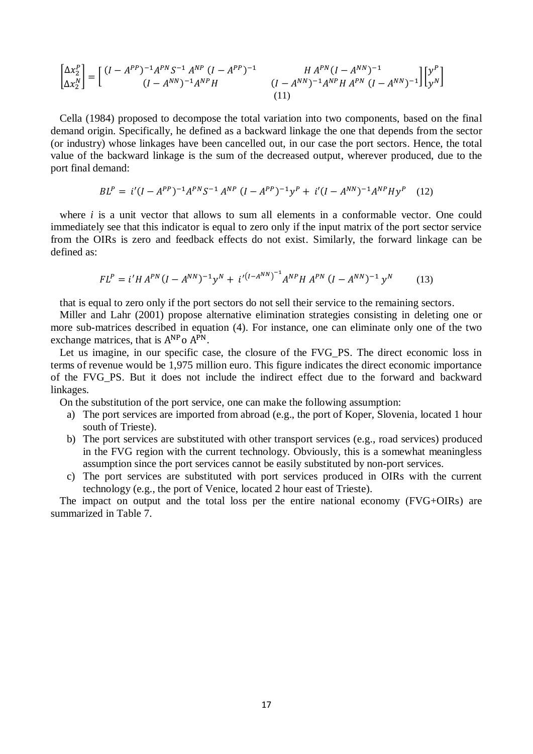$$\begin{bmatrix} \Delta x_2^P \\ \Delta x_2^N \end{bmatrix} = \begin{bmatrix} (I - A^{PP})^{-1} A^{PN} S^{-1} A^{NP} (I - A^{PP})^{-1} & H A^{PN} (I - A^{NN})^{-1} \\ (I - A^{NN})^{-1} A^{NP} H & (I - A^{NN})^{-1} A^{NP} H A^{PN} (I - A^{NN})^{-1} \end{bmatrix} \begin{bmatrix} y^P \\ y^N \end{bmatrix} \quad (11)$$

Cella (1984) proposed to decompose the total variation into two components, based on the final demand origin. Specifically, he defined as a backward linkage the one that depends from the sector (or industry) whose linkages have been cancelled out, in our case the port sectors. Hence, the total value of the backward linkage is the sum of the decreased output, wherever produced, due to the port final demand:

$$BL^P = i'(I - A^{PP})^{-1} A^{PN} S^{-1} A^{NP} (I - A^{PP})^{-1} y^P + i'(I - A^{NN})^{-1} A^{NP} H y^P \quad (12)$$

where $i$ is a unit vector that allows to sum all elements in a conformable vector. One could immediately see that this indicator is equal to zero only if the input matrix of the port sector service from the OIRs is zero and feedback effects do not exist. Similarly, the forward linkage can be defined as:

$$FL^P = i' H A^{PN} (I - A^{NN})^{-1} y^N + i'^{(I - A^{NN})^{-1}} A^{NP} H A^{PN} (I - A^{NN})^{-1} y^N \quad (13)$$

that is equal to zero only if the port sectors do not sell their service to the remaining sectors.

Miller and Lahr (2001) propose alternative elimination strategies consisting in deleting one or more sub-matrices described in equation (4). For instance, one can eliminate only one of the two exchange matrices, that is $A^{NP}$ o $A^{PN}$.

Let us imagine, in our specific case, the closure of the FVG_PS. The direct economic loss in terms of revenue would be 1,975 million euro. This figure indicates the direct economic importance of the FVG_PS. But it does not include the indirect effect due to the forward and backward linkages.

On the substitution of the port service, one can make the following assumption:

a) The port services are imported from abroad (e.g., the port of Koper, Slovenia, located 1 hour south of Trieste).
b) The port services are substituted with other transport services (e.g., road services) produced in the FVG region with the current technology. Obviously, this is a somewhat meaningless assumption since the port services cannot be easily substituted by non-port services.
c) The port services are substituted with port services produced in OIRs with the current technology (e.g., the port of Venice, located 2 hour east of Trieste).

The impact on output and the total loss per the entire national economy (FVG+OIRs) are summarized in Table 7.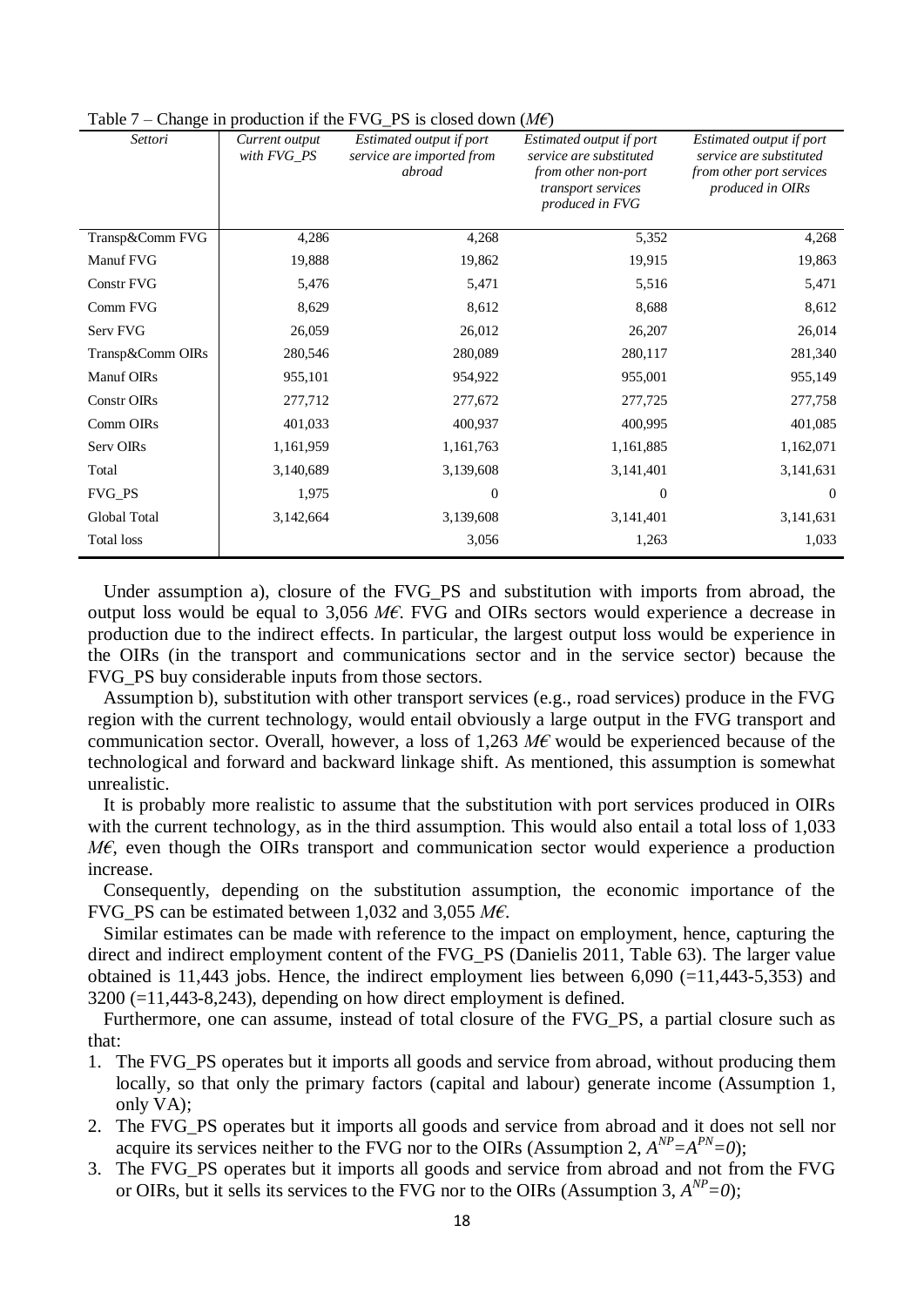Table 7 – Change in production if the FVG_PS is closed down (*M€*)

| *Settori* | *Current output with FVG_PS* | *Estimated output if port service are imported from abroad* | *Estimated output if port service are substituted from other non-port transport services produced in FVG* | *Estimated output if port service are substituted from other port services produced in OIRs* |
|---|---|---|---|---|
| Transp&Comm FVG | 4,286 | 4,268 | 5,352 | 4,268 |
| Manuf FVG | 19,888 | 19,862 | 19,915 | 19,863 |
| Constr FVG | 5,476 | 5,471 | 5,516 | 5,471 |
| Comm FVG | 8,629 | 8,612 | 8,688 | 8,612 |
| Serv FVG | 26,059 | 26,012 | 26,207 | 26,014 |
| Transp&Comm OIRs | 280,546 | 280,089 | 280,117 | 281,340 |
| Manuf OIRs | 955,101 | 954,922 | 955,001 | 955,149 |
| Constr OIRs | 277,712 | 277,672 | 277,725 | 277,758 |
| Comm OIRs | 401,033 | 400,937 | 400,995 | 401,085 |
| Serv OIRs | 1,161,959 | 1,161,763 | 1,161,885 | 1,162,071 |
| Total | 3,140,689 | 3,139,608 | 3,141,401 | 3,141,631 |
| FVG_PS | 1,975 | 0 | 0 | 0 |
| Global Total | 3,142,664 | 3,139,608 | 3,141,401 | 3,141,631 |
| Total loss | | 3,056 | 1,263 | 1,033 |

Under assumption a), closure of the FVG_PS and substitution with imports from abroad, the output loss would be equal to 3,056 *M€*. FVG and OIRs sectors would experience a decrease in production due to the indirect effects. In particular, the largest output loss would be experience in the OIRs (in the transport and communications sector and in the service sector) because the FVG_PS buy considerable inputs from those sectors.

Assumption b), substitution with other transport services (e.g., road services) produce in the FVG region with the current technology, would entail obviously a large output in the FVG transport and communication sector. Overall, however, a loss of 1,263 *M€* would be experienced because of the technological and forward and backward linkage shift. As mentioned, this assumption is somewhat unrealistic.

It is probably more realistic to assume that the substitution with port services produced in OIRs with the current technology, as in the third assumption. This would also entail a total loss of 1,033 *M€*, even though the OIRs transport and communication sector would experience a production increase.

Consequently, depending on the substitution assumption, the economic importance of the FVG_PS can be estimated between 1,032 and 3,055 *M€*.

Similar estimates can be made with reference to the impact on employment, hence, capturing the direct and indirect employment content of the FVG_PS (Danielis 2011, Table 63). The larger value obtained is 11,443 jobs. Hence, the indirect employment lies between 6,090 (=11,443-5,353) and 3200 (=11,443-8,243), depending on how direct employment is defined.

Furthermore, one can assume, instead of total closure of the FVG_PS, a partial closure such as that:

1. The FVG_PS operates but it imports all goods and service from abroad, without producing them locally, so that only the primary factors (capital and labour) generate income (Assumption 1, only VA);
2. The FVG_PS operates but it imports all goods and service from abroad and it does not sell nor acquire its services neither to the FVG nor to the OIRs (Assumption 2, $A^{NP}=A^{PN}=0$);
3. The FVG_PS operates but it imports all goods and service from abroad and not from the FVG or OIRs, but it sells its services to the FVG nor to the OIRs (Assumption 3, $A^{NP}=0$);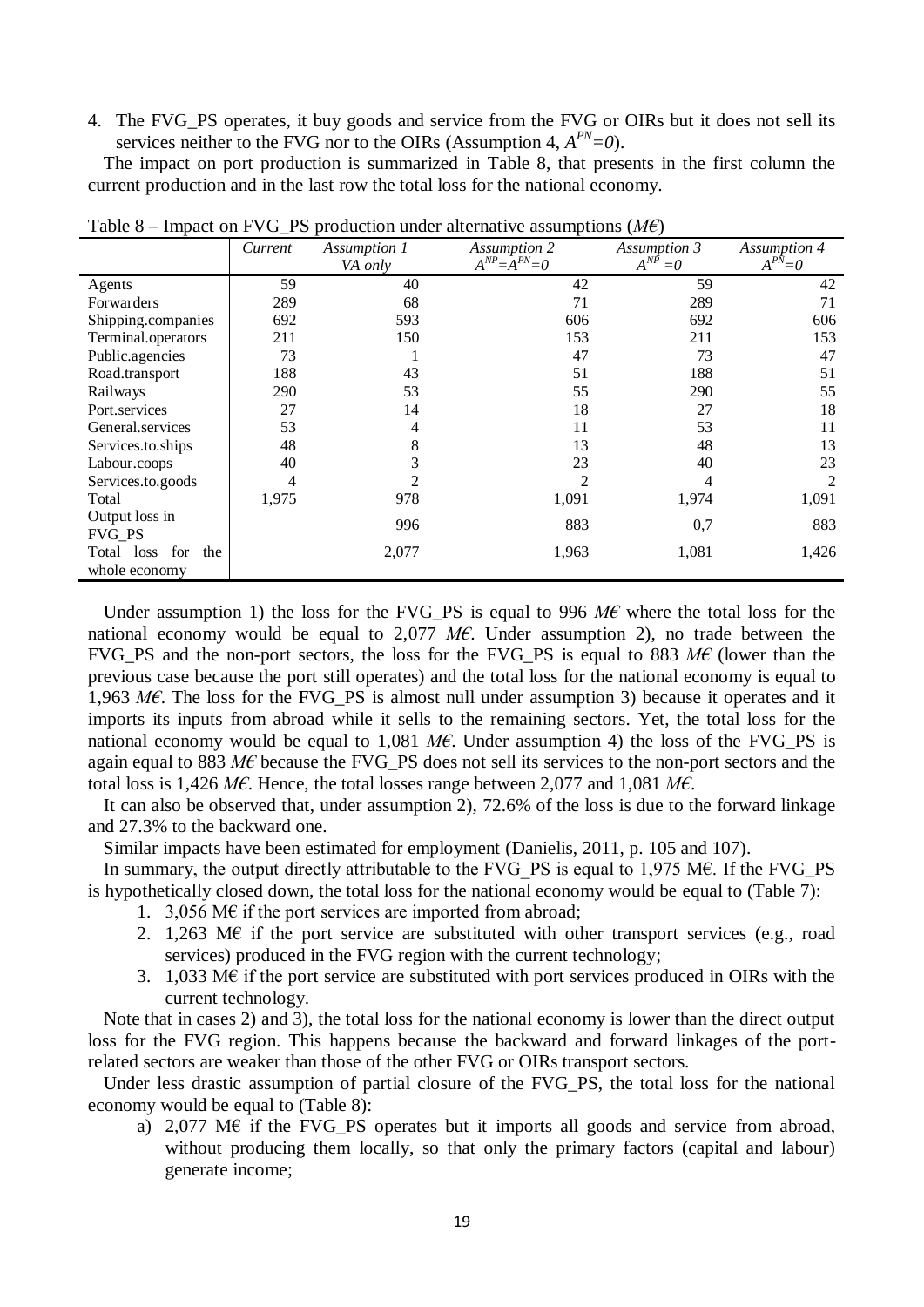4. The FVG_PS operates, it buy goods and service from the FVG or OIRs but it does not sell its services neither to the FVG nor to the OIRs (Assumption 4, $A^{PN}=0$).

The impact on port production is summarized in Table 8, that presents in the first column the current production and in the last row the total loss for the national economy.

Table 8 – Impact on FVG_PS production under alternative assumptions (*M€*)

| | *Current* | *Assumption 1* *VA only* | *Assumption 2* $A^{NP}=A^{PN}=0$ | *Assumption 3* $A^{NP}=0$ | *Assumption 4* $A^{PN}=0$ |
|---|---|---|---|---|---|
| Agents | 59 | 40 | 42 | 59 | 42 |
| Forwarders | 289 | 68 | 71 | 289 | 71 |
| Shipping.companies | 692 | 593 | 606 | 692 | 606 |
| Terminal.operators | 211 | 150 | 153 | 211 | 153 |
| Public.agencies | 73 | 1 | 47 | 73 | 47 |
| Road.transport | 188 | 43 | 51 | 188 | 51 |
| Railways | 290 | 53 | 55 | 290 | 55 |
| Port.services | 27 | 14 | 18 | 27 | 18 |
| General.services | 53 | 4 | 11 | 53 | 11 |
| Services.to.ships | 48 | 8 | 13 | 48 | 13 |
| Labour.coops | 40 | 3 | 23 | 40 | 23 |
| Services.to.goods | 4 | 2 | 2 | 4 | 2 |
| Total | 1,975 | 978 | 1,091 | 1,974 | 1,091 |
| Output loss in FVG_PS | | 996 | 883 | 0,7 | 883 |
| Total loss for the whole economy | | 2,077 | 1,963 | 1,081 | 1,426 |

Under assumption 1) the loss for the FVG_PS is equal to 996 *M€* where the total loss for the national economy would be equal to 2,077 *M€*. Under assumption 2), no trade between the FVG_PS and the non-port sectors, the loss for the FVG_PS is equal to 883 *M€* (lower than the previous case because the port still operates) and the total loss for the national economy is equal to 1,963 *M€*. The loss for the FVG_PS is almost null under assumption 3) because it operates and it imports its inputs from abroad while it sells to the remaining sectors. Yet, the total loss for the national economy would be equal to 1,081 *M€*. Under assumption 4) the loss of the FVG_PS is again equal to 883 *M€* because the FVG_PS does not sell its services to the non-port sectors and the total loss is 1,426 *M€*. Hence, the total losses range between 2,077 and 1,081 *M€*.

It can also be observed that, under assumption 2), 72.6% of the loss is due to the forward linkage and 27.3% to the backward one.

Similar impacts have been estimated for employment (Danielis, 2011, p. 105 and 107).

In summary, the output directly attributable to the FVG_PS is equal to 1,975 M€. If the FVG_PS is hypothetically closed down, the total loss for the national economy would be equal to (Table 7):

1. 3,056 M€ if the port services are imported from abroad;
2. 1,263 M€ if the port service are substituted with other transport services (e.g., road services) produced in the FVG region with the current technology;
3. 1,033 M€ if the port service are substituted with port services produced in OIRs with the current technology.

Note that in cases 2) and 3), the total loss for the national economy is lower than the direct output loss for the FVG region. This happens because the backward and forward linkages of the port-related sectors are weaker than those of the other FVG or OIRs transport sectors.

Under less drastic assumption of partial closure of the FVG_PS, the total loss for the national economy would be equal to (Table 8):

a) 2,077 M€ if the FVG_PS operates but it imports all goods and service from abroad, without producing them locally, so that only the primary factors (capital and labour) generate income;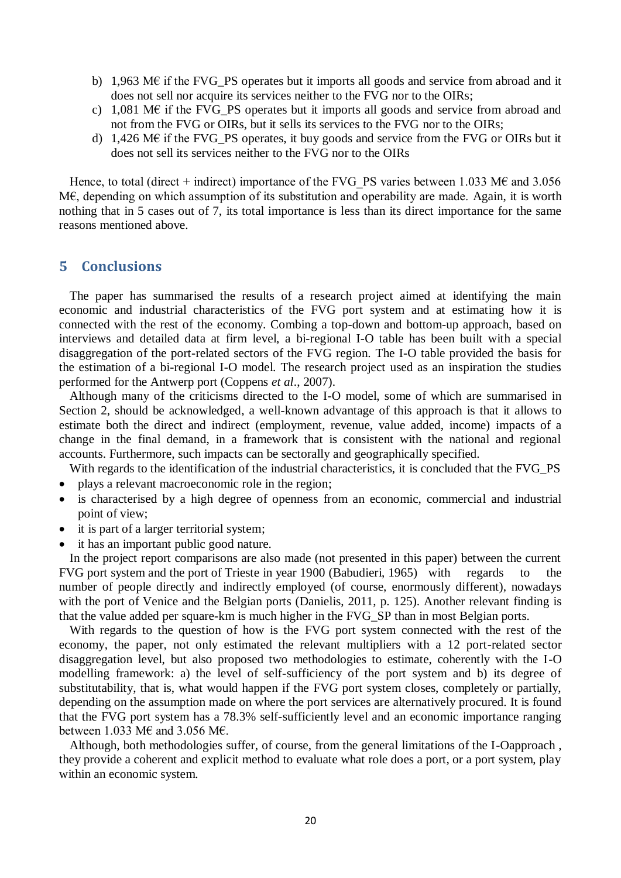b) 1,963 M€ if the FVG_PS operates but it imports all goods and service from abroad and it does not sell nor acquire its services neither to the FVG nor to the OIRs;
c) 1,081 M€ if the FVG_PS operates but it imports all goods and service from abroad and not from the FVG or OIRs, but it sells its services to the FVG nor to the OIRs;
d) 1,426 M€ if the FVG_PS operates, it buy goods and service from the FVG or OIRs but it does not sell its services neither to the FVG nor to the OIRs

Hence, to total (direct + indirect) importance of the FVG_PS varies between 1.033 M€ and 3.056 M€, depending on which assumption of its substitution and operability are made. Again, it is worth nothing that in 5 cases out of 7, its total importance is less than its direct importance for the same reasons mentioned above.

# 5 Conclusions

The paper has summarised the results of a research project aimed at identifying the main economic and industrial characteristics of the FVG port system and at estimating how it is connected with the rest of the economy. Combing a top-down and bottom-up approach, based on interviews and detailed data at firm level, a bi-regional I-O table has been built with a special disaggregation of the port-related sectors of the FVG region. The I-O table provided the basis for the estimation of a bi-regional I-O model. The research project used as an inspiration the studies performed for the Antwerp port (Coppens *et al*., 2007).

Although many of the criticisms directed to the I-O model, some of which are summarised in Section 2, should be acknowledged, a well-known advantage of this approach is that it allows to estimate both the direct and indirect (employment, revenue, value added, income) impacts of a change in the final demand, in a framework that is consistent with the national and regional accounts. Furthermore, such impacts can be sectorally and geographically specified.

With regards to the identification of the industrial characteristics, it is concluded that the FVG_PS

- plays a relevant macroeconomic role in the region;
- is characterised by a high degree of openness from an economic, commercial and industrial point of view;
- it is part of a larger territorial system;
- it has an important public good nature.

In the project report comparisons are also made (not presented in this paper) between the current FVG port system and the port of Trieste in year 1900 (Babudieri, 1965) with regards to the number of people directly and indirectly employed (of course, enormously different), nowadays with the port of Venice and the Belgian ports (Danielis, 2011, p. 125). Another relevant finding is that the value added per square-km is much higher in the FVG_SP than in most Belgian ports.

With regards to the question of how is the FVG port system connected with the rest of the economy, the paper, not only estimated the relevant multipliers with a 12 port-related sector disaggregation level, but also proposed two methodologies to estimate, coherently with the I-O modelling framework: a) the level of self-sufficiency of the port system and b) its degree of substitutability, that is, what would happen if the FVG port system closes, completely or partially, depending on the assumption made on where the port services are alternatively procured. It is found that the FVG port system has a 78.3% self-sufficiently level and an economic importance ranging between 1.033 M€ and 3.056 M€.

Although, both methodologies suffer, of course, from the general limitations of the I-Oapproach , they provide a coherent and explicit method to evaluate what role does a port, or a port system, play within an economic system.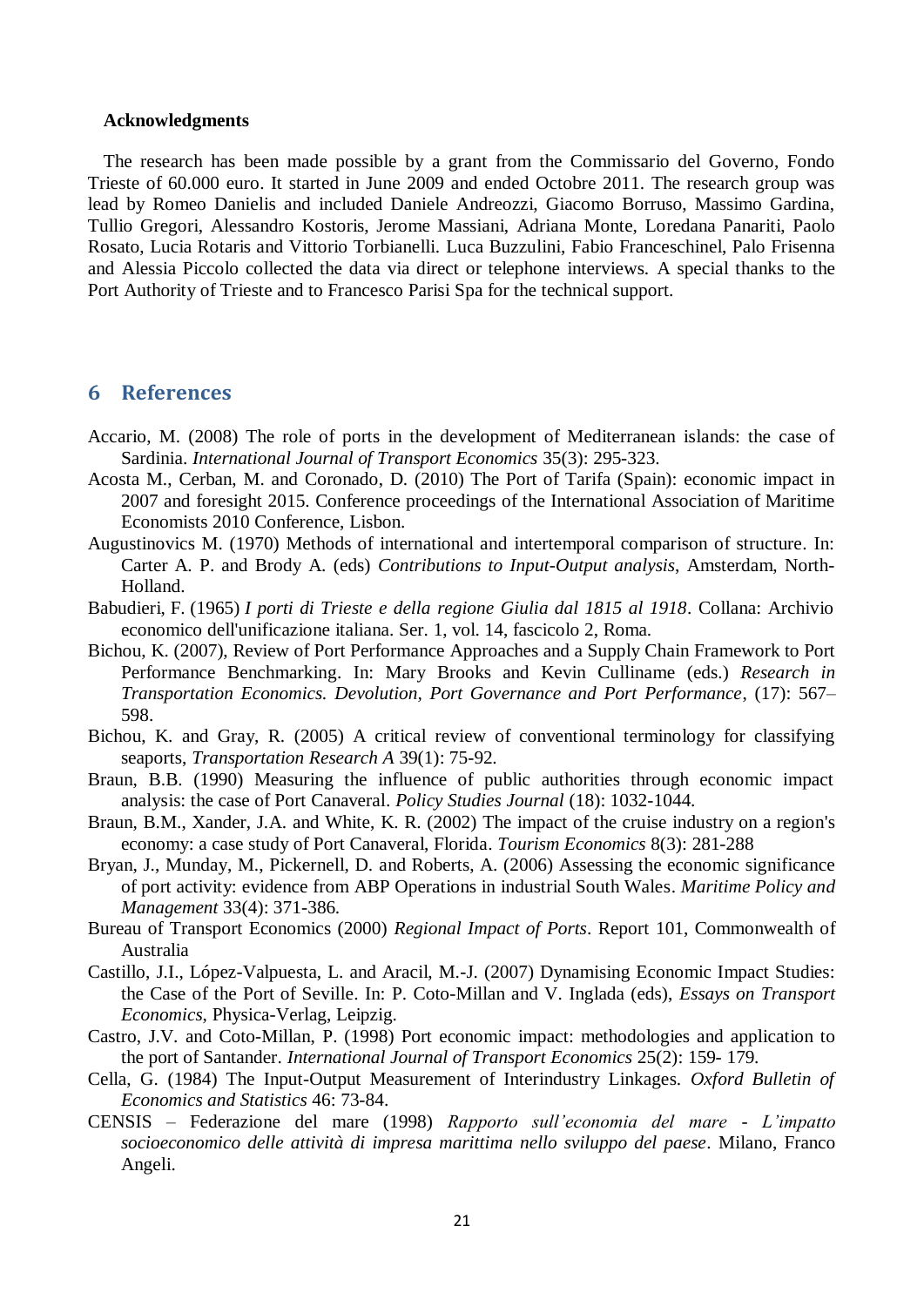**Acknowledgments**

The research has been made possible by a grant from the Commissario del Governo, Fondo Trieste of 60.000 euro. It started in June 2009 and ended Octobre 2011. The research group was lead by Romeo Danielis and included Daniele Andreozzi, Giacomo Borruso, Massimo Gardina, Tullio Gregori, Alessandro Kostoris, Jerome Massiani, Adriana Monte, Loredana Panariti, Paolo Rosato, Lucia Rotaris and Vittorio Torbianelli. Luca Buzzulini, Fabio Franceschinel, Palo Frisenna and Alessia Piccolo collected the data via direct or telephone interviews. A special thanks to the Port Authority of Trieste and to Francesco Parisi Spa for the technical support.

## 6 References

Accario, M. (2008) The role of ports in the development of Mediterranean islands: the case of Sardinia. *International Journal of Transport Economics* 35(3): 295-323.

Acosta M., Cerban, M. and Coronado, D. (2010) The Port of Tarifa (Spain): economic impact in 2007 and foresight 2015. Conference proceedings of the International Association of Maritime Economists 2010 Conference, Lisbon.

Augustinovics M. (1970) Methods of international and intertemporal comparison of structure. In: Carter A. P. and Brody A. (eds) *Contributions to Input-Output analysis*, Amsterdam, North-Holland.

Babudieri, F. (1965) *I porti di Trieste e della regione Giulia dal 1815 al 1918*. Collana: Archivio economico dell'unificazione italiana. Ser. 1, vol. 14, fascicolo 2, Roma.

Bichou, K. (2007), Review of Port Performance Approaches and a Supply Chain Framework to Port Performance Benchmarking. In: Mary Brooks and Kevin Culliname (eds.) *Research in Transportation Economics. Devolution, Port Governance and Port Performance*, (17): 567–598.

Bichou, K. and Gray, R. (2005) A critical review of conventional terminology for classifying seaports, *Transportation Research A* 39(1): 75-92.

Braun, B.B. (1990) Measuring the influence of public authorities through economic impact analysis: the case of Port Canaveral. *Policy Studies Journal* (18): 1032-1044.

Braun, B.M., Xander, J.A. and White, K. R. (2002) The impact of the cruise industry on a region's economy: a case study of Port Canaveral, Florida. *Tourism Economics* 8(3): 281-288

Bryan, J., Munday, M., Pickernell, D. and Roberts, A. (2006) Assessing the economic significance of port activity: evidence from ABP Operations in industrial South Wales. *Maritime Policy and Management* 33(4): 371-386.

Bureau of Transport Economics (2000) *Regional Impact of Ports*. Report 101, Commonwealth of Australia

Castillo, J.I., López-Valpuesta, L. and Aracil, M.-J. (2007) Dynamising Economic Impact Studies: the Case of the Port of Seville. In: P. Coto-Millan and V. Inglada (eds), *Essays on Transport Economics*, Physica-Verlag, Leipzig.

Castro, J.V. and Coto-Millan, P. (1998) Port economic impact: methodologies and application to the port of Santander. *International Journal of Transport Economics* 25(2): 159- 179.

Cella, G. (1984) The Input-Output Measurement of Interindustry Linkages. *Oxford Bulletin of Economics and Statistics* 46: 73-84.

CENSIS – Federazione del mare (1998) *Rapporto sull'economia del mare - L'impatto socioeconomico delle attività di impresa marittima nello sviluppo del paese*. Milano, Franco Angeli.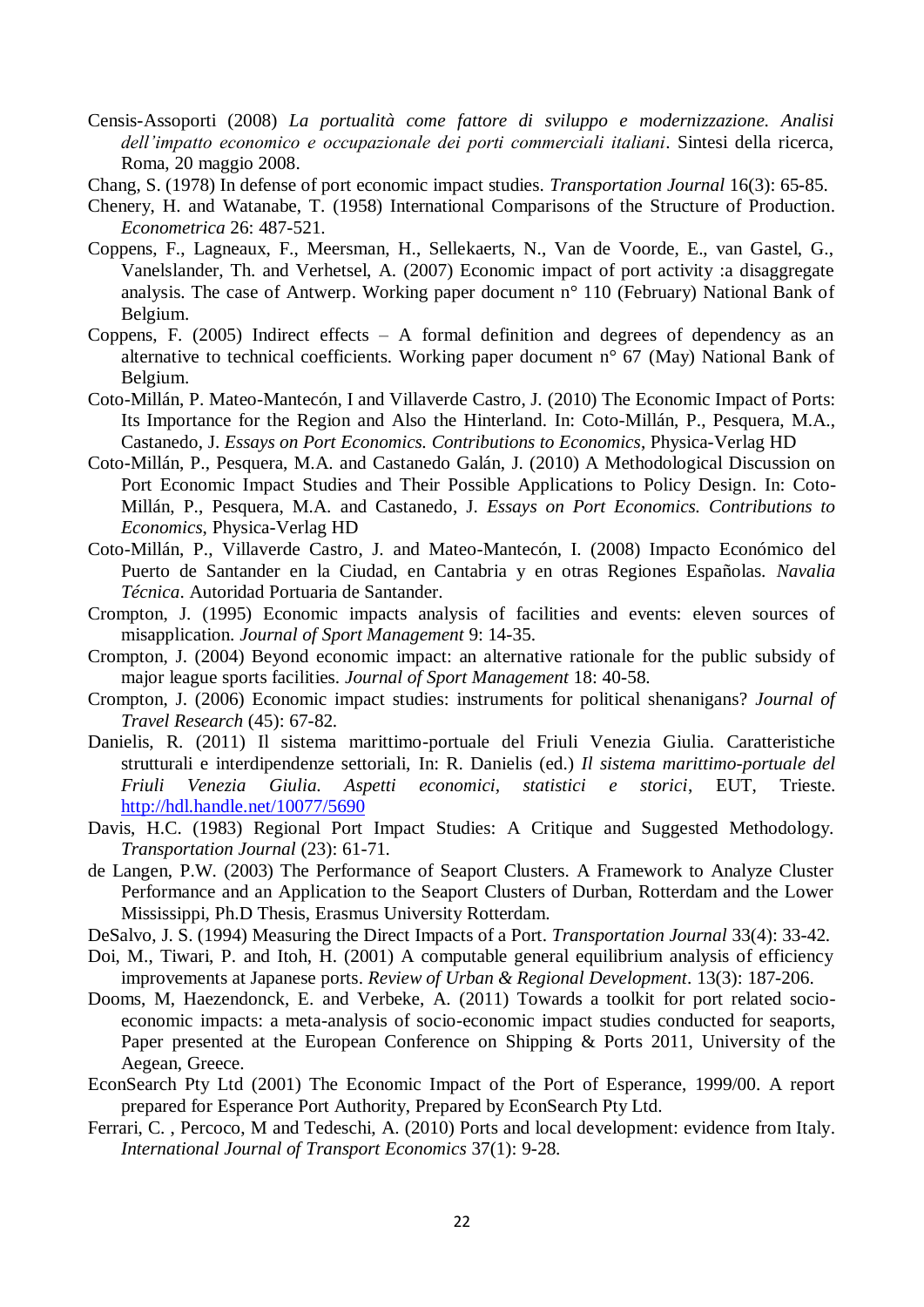Censis-Assoporti (2008) *La portualità come fattore di sviluppo e modernizzazione. Analisi dell'impatto economico e occupazionale dei porti commerciali italiani*. Sintesi della ricerca, Roma, 20 maggio 2008.

Chang, S. (1978) In defense of port economic impact studies. *Transportation Journal* 16(3): 65-85.

Chenery, H. and Watanabe, T. (1958) International Comparisons of the Structure of Production. *Econometrica* 26: 487-521.

Coppens, F., Lagneaux, F., Meersman, H., Sellekaerts, N., Van de Voorde, E., van Gastel, G., Vanelslander, Th. and Verhetsel, A. (2007) Economic impact of port activity :a disaggregate analysis. The case of Antwerp. Working paper document n° 110 (February) National Bank of Belgium.

Coppens, F. (2005) Indirect effects – A formal definition and degrees of dependency as an alternative to technical coefficients. Working paper document n° 67 (May) National Bank of Belgium.

Coto-Millán, P. Mateo-Mantecón, I and Villaverde Castro, J. (2010) The Economic Impact of Ports: Its Importance for the Region and Also the Hinterland. In: Coto-Millán, P., Pesquera, M.A., Castanedo, J. *Essays on Port Economics. Contributions to Economics*, Physica-Verlag HD

Coto-Millán, P., Pesquera, M.A. and Castanedo Galán, J. (2010) A Methodological Discussion on Port Economic Impact Studies and Their Possible Applications to Policy Design. In: Coto-Millán, P., Pesquera, M.A. and Castanedo, J. *Essays on Port Economics. Contributions to Economics*, Physica-Verlag HD

Coto-Millán, P., Villaverde Castro, J. and Mateo-Mantecón, I. (2008) Impacto Económico del Puerto de Santander en la Ciudad, en Cantabria y en otras Regiones Españolas. *Navalia Técnica*. Autoridad Portuaria de Santander.

Crompton, J. (1995) Economic impacts analysis of facilities and events: eleven sources of misapplication. *Journal of Sport Management* 9: 14-35.

Crompton, J. (2004) Beyond economic impact: an alternative rationale for the public subsidy of major league sports facilities. *Journal of Sport Management* 18: 40-58.

Crompton, J. (2006) Economic impact studies: instruments for political shenanigans? *Journal of Travel Research* (45): 67-82.

Danielis, R. (2011) Il sistema marittimo-portuale del Friuli Venezia Giulia. Caratteristiche strutturali e interdipendenze settoriali, In: R. Danielis (ed.) *Il sistema marittimo-portuale del Friuli Venezia Giulia. Aspetti economici, statistici e storici*, EUT, Trieste. http://hdl.handle.net/10077/5690

Davis, H.C. (1983) Regional Port Impact Studies: A Critique and Suggested Methodology. *Transportation Journal* (23): 61-71.

de Langen, P.W. (2003) The Performance of Seaport Clusters. A Framework to Analyze Cluster Performance and an Application to the Seaport Clusters of Durban, Rotterdam and the Lower Mississippi, Ph.D Thesis, Erasmus University Rotterdam.

DeSalvo, J. S. (1994) Measuring the Direct Impacts of a Port. *Transportation Journal* 33(4): 33-42.

Doi, M., Tiwari, P. and Itoh, H. (2001) A computable general equilibrium analysis of efficiency improvements at Japanese ports. *Review of Urban & Regional Development*. 13(3): 187-206.

Dooms, M, Haezendonck, E. and Verbeke, A. (2011) Towards a toolkit for port related socio-economic impacts: a meta-analysis of socio-economic impact studies conducted for seaports, Paper presented at the European Conference on Shipping & Ports 2011, University of the Aegean, Greece.

EconSearch Pty Ltd (2001) The Economic Impact of the Port of Esperance, 1999/00. A report prepared for Esperance Port Authority, Prepared by EconSearch Pty Ltd.

Ferrari, C. , Percoco, M and Tedeschi, A. (2010) Ports and local development: evidence from Italy. *International Journal of Transport Economics* 37(1): 9-28.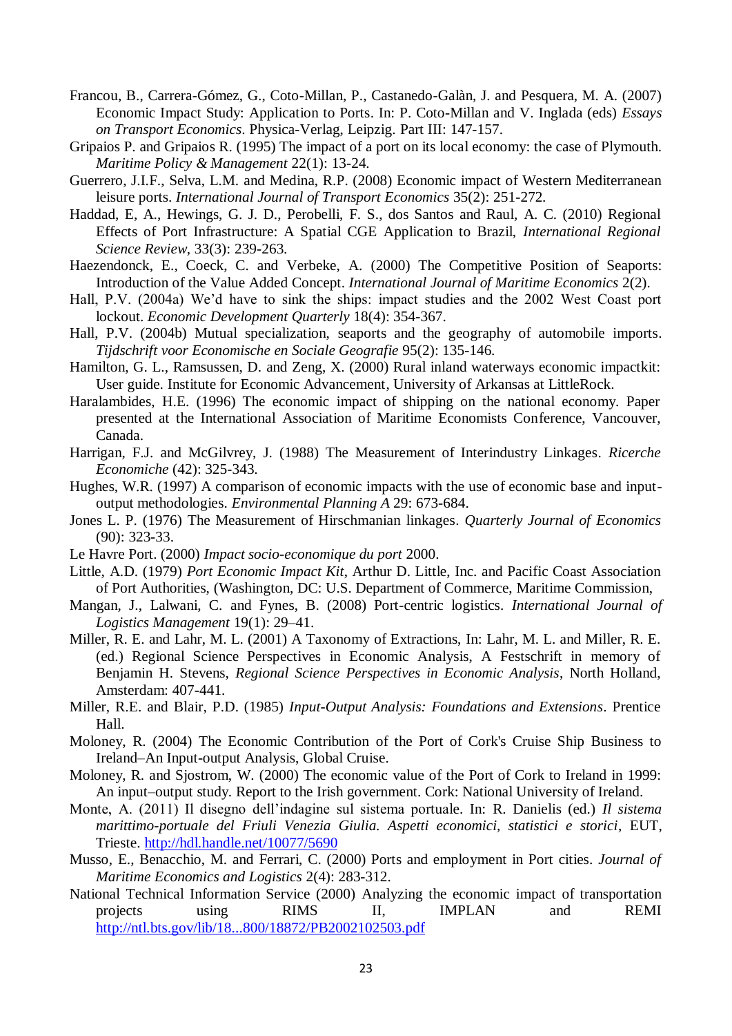Francou, B., Carrera-Gómez, G., Coto-Millan, P., Castanedo-Galàn, J. and Pesquera, M. A. (2007) Economic Impact Study: Application to Ports. In: P. Coto-Millan and V. Inglada (eds) *Essays on Transport Economics*. Physica-Verlag, Leipzig. Part III: 147-157.

Gripaios P. and Gripaios R. (1995) The impact of a port on its local economy: the case of Plymouth. *Maritime Policy & Management* 22(1): 13-24.

Guerrero, J.I.F., Selva, L.M. and Medina, R.P. (2008) Economic impact of Western Mediterranean leisure ports. *International Journal of Transport Economics* 35(2): 251-272.

Haddad, E, A., Hewings, G. J. D., Perobelli, F. S., dos Santos and Raul, A. C. (2010) Regional Effects of Port Infrastructure: A Spatial CGE Application to Brazil, *International Regional Science Review*, 33(3): 239-263.

Haezendonck, E., Coeck, C. and Verbeke, A. (2000) The Competitive Position of Seaports: Introduction of the Value Added Concept. *International Journal of Maritime Economics* 2(2).

Hall, P.V. (2004a) We'd have to sink the ships: impact studies and the 2002 West Coast port lockout. *Economic Development Quarterly* 18(4): 354-367.

Hall, P.V. (2004b) Mutual specialization, seaports and the geography of automobile imports. *Tijdschrift voor Economische en Sociale Geografie* 95(2): 135-146.

Hamilton, G. L., Ramsussen, D. and Zeng, X. (2000) Rural inland waterways economic impactkit: User guide. Institute for Economic Advancement, University of Arkansas at LittleRock.

Haralambides, H.E. (1996) The economic impact of shipping on the national economy. Paper presented at the International Association of Maritime Economists Conference, Vancouver, Canada.

Harrigan, F.J. and McGilvrey, J. (1988) The Measurement of Interindustry Linkages. *Ricerche Economiche* (42): 325-343.

Hughes, W.R. (1997) A comparison of economic impacts with the use of economic base and input-output methodologies. *Environmental Planning A* 29: 673-684.

Jones L. P. (1976) The Measurement of Hirschmanian linkages. *Quarterly Journal of Economics* (90): 323-33.

Le Havre Port. (2000) *Impact socio-economique du port* 2000.

Little, A.D. (1979) *Port Economic Impact Kit*, Arthur D. Little, Inc. and Pacific Coast Association of Port Authorities, (Washington, DC: U.S. Department of Commerce, Maritime Commission,

Mangan, J., Lalwani, C. and Fynes, B. (2008) Port-centric logistics. *International Journal of Logistics Management* 19(1): 29–41.

Miller, R. E. and Lahr, M. L. (2001) A Taxonomy of Extractions, In: Lahr, M. L. and Miller, R. E. (ed.) Regional Science Perspectives in Economic Analysis, A Festschrift in memory of Benjamin H. Stevens, *Regional Science Perspectives in Economic Analysis*, North Holland, Amsterdam: 407-441.

Miller, R.E. and Blair, P.D. (1985) *Input-Output Analysis: Foundations and Extensions*. Prentice Hall.

Moloney, R. (2004) The Economic Contribution of the Port of Cork's Cruise Ship Business to Ireland–An Input-output Analysis, Global Cruise.

Moloney, R. and Sjostrom, W. (2000) The economic value of the Port of Cork to Ireland in 1999: An input–output study. Report to the Irish government. Cork: National University of Ireland.

Monte, A. (2011) Il disegno dell'indagine sul sistema portuale. In: R. Danielis (ed.) *Il sistema marittimo-portuale del Friuli Venezia Giulia. Aspetti economici, statistici e storici*, EUT, Trieste. http://hdl.handle.net/10077/5690

Musso, E., Benacchio, M. and Ferrari, C. (2000) Ports and employment in Port cities. *Journal of Maritime Economics and Logistics* 2(4): 283-312.

National Technical Information Service (2000) Analyzing the economic impact of transportation projects using RIMS II, IMPLAN and REMI http://ntl.bts.gov/lib/18...800/18872/PB2002102503.pdf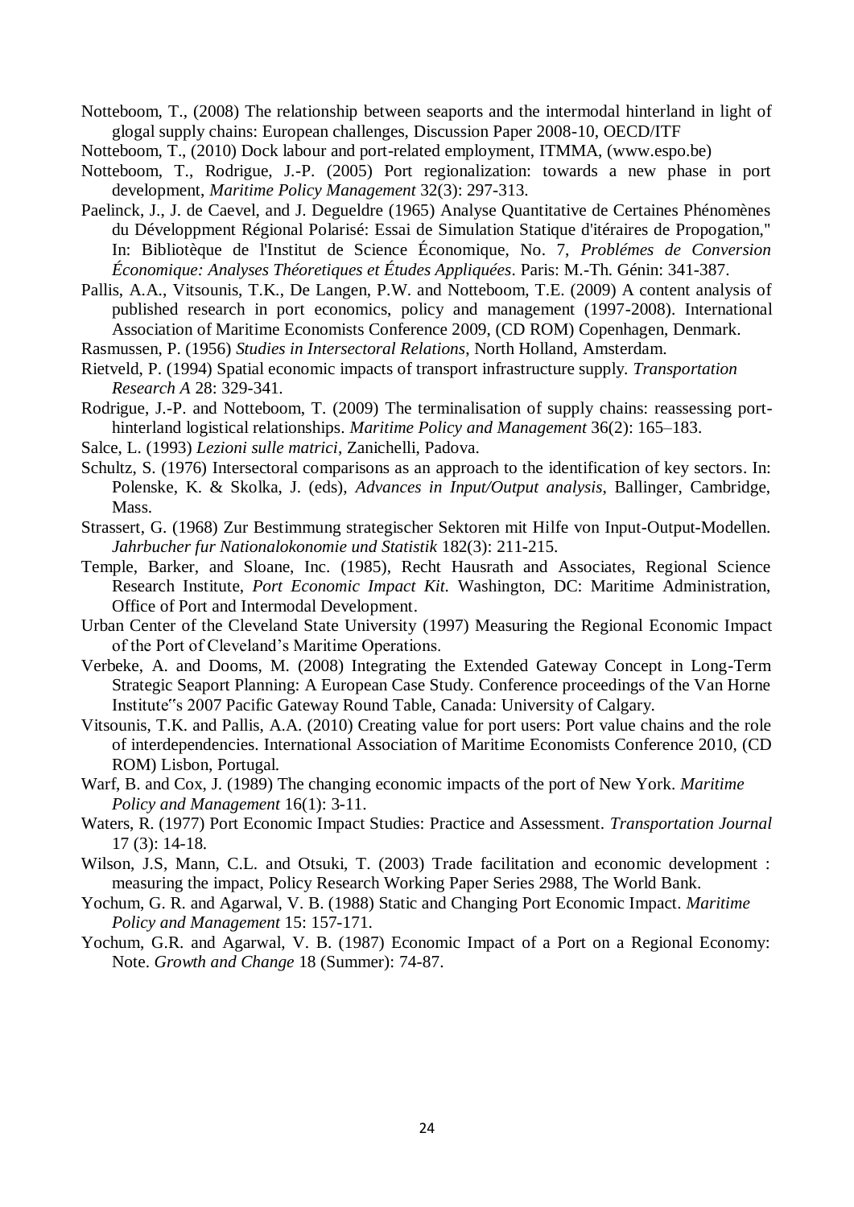Notteboom, T., (2008) The relationship between seaports and the intermodal hinterland in light of glogal supply chains: European challenges, Discussion Paper 2008-10, OECD/ITF

Notteboom, T., (2010) Dock labour and port-related employment, ITMMA, (www.espo.be)

Notteboom, T., Rodrigue, J.-P. (2005) Port regionalization: towards a new phase in port development, *Maritime Policy Management* 32(3): 297-313.

Paelinck, J., J. de Caevel, and J. Degueldre (1965) Analyse Quantitative de Certaines Phénomènes du Développment Régional Polarisé: Essai de Simulation Statique d'itéraires de Propogation," In: Bibliotèque de l'Institut de Science Économique, No. 7, *Problémes de Conversion Économique: Analyses Théoretiques et Études Appliquées*. Paris: M.-Th. Génin: 341-387.

Pallis, A.A., Vitsounis, T.K., De Langen, P.W. and Notteboom, T.E. (2009) A content analysis of published research in port economics, policy and management (1997-2008). International Association of Maritime Economists Conference 2009, (CD ROM) Copenhagen, Denmark.

Rasmussen, P. (1956) *Studies in Intersectoral Relations*, North Holland, Amsterdam.

Rietveld, P. (1994) Spatial economic impacts of transport infrastructure supply. *Transportation Research A* 28: 329-341.

Rodrigue, J.-P. and Notteboom, T. (2009) The terminalisation of supply chains: reassessing port-hinterland logistical relationships. *Maritime Policy and Management* 36(2): 165–183.

Salce, L. (1993) *Lezioni sulle matrici*, Zanichelli, Padova.

Schultz, S. (1976) Intersectoral comparisons as an approach to the identification of key sectors. In: Polenske, K. & Skolka, J. (eds), *Advances in Input/Output analysis*, Ballinger, Cambridge, Mass.

Strassert, G. (1968) Zur Bestimmung strategischer Sektoren mit Hilfe von Input-Output-Modellen. *Jahrbucher fur Nationalokonomie und Statistik* 182(3): 211-215.

Temple, Barker, and Sloane, Inc. (1985), Recht Hausrath and Associates, Regional Science Research Institute, *Port Economic Impact Kit*. Washington, DC: Maritime Administration, Office of Port and Intermodal Development.

Urban Center of the Cleveland State University (1997) Measuring the Regional Economic Impact of the Port of Cleveland's Maritime Operations.

Verbeke, A. and Dooms, M. (2008) Integrating the Extended Gateway Concept in Long-Term Strategic Seaport Planning: A European Case Study. Conference proceedings of the Van Horne Institute‟s 2007 Pacific Gateway Round Table, Canada: University of Calgary.

Vitsounis, T.K. and Pallis, A.A. (2010) Creating value for port users: Port value chains and the role of interdependencies. International Association of Maritime Economists Conference 2010, (CD ROM) Lisbon, Portugal.

Warf, B. and Cox, J. (1989) The changing economic impacts of the port of New York. *Maritime Policy and Management* 16(1): 3-11.

Waters, R. (1977) Port Economic Impact Studies: Practice and Assessment. *Transportation Journal* 17 (3): 14-18.

Wilson, J.S, Mann, C.L. and Otsuki, T. (2003) Trade facilitation and economic development : measuring the impact, Policy Research Working Paper Series 2988, The World Bank.

Yochum, G. R. and Agarwal, V. B. (1988) Static and Changing Port Economic Impact. *Maritime Policy and Management* 15: 157-171.

Yochum, G.R. and Agarwal, V. B. (1987) Economic Impact of a Port on a Regional Economy: Note. *Growth and Change* 18 (Summer): 74-87.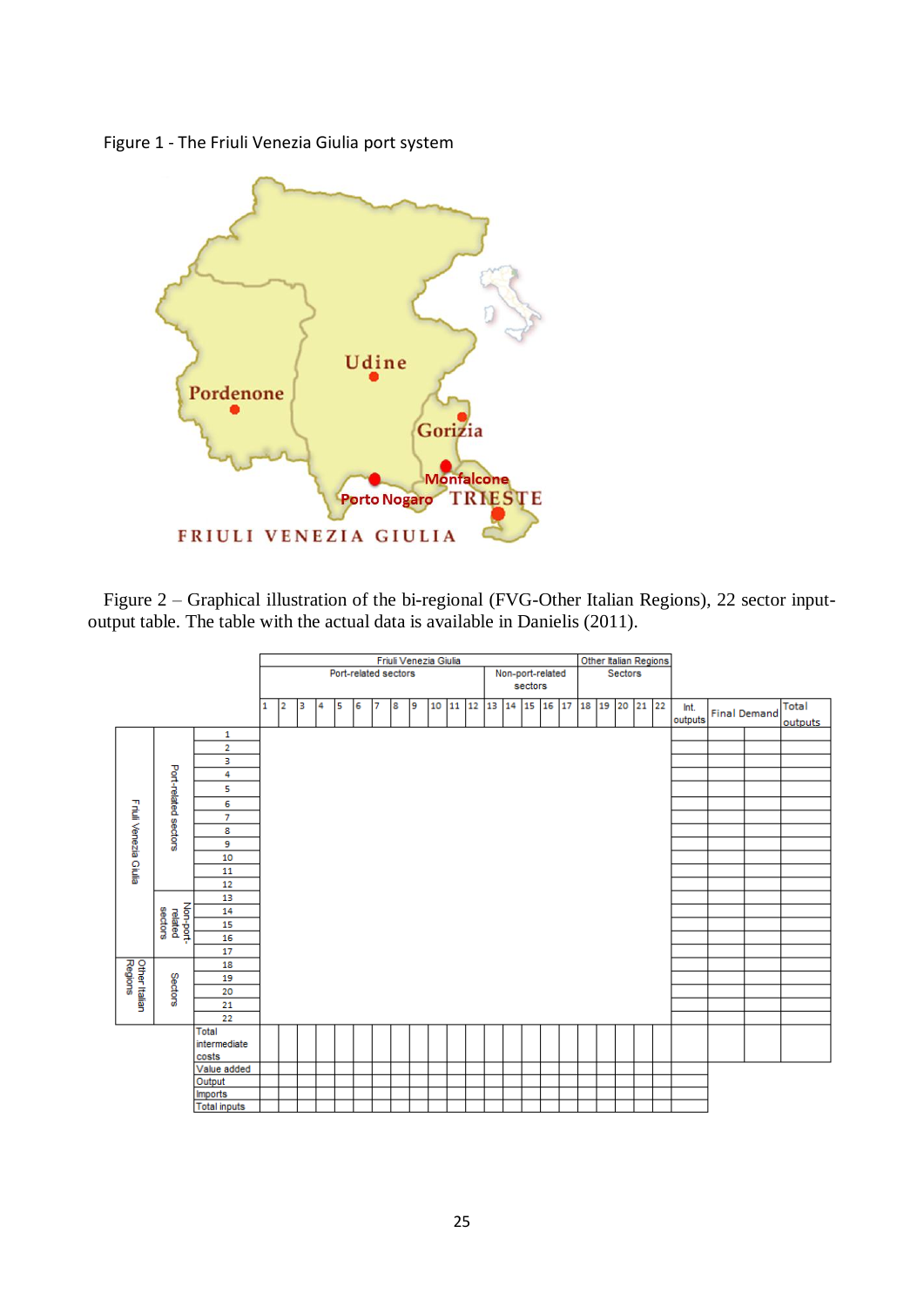Figure 1 - The Friuli Venezia Giulia port system

Udine

Pordenone

Gorizia

Monfalcone

Porto Nogaro

TRIESTE

FRIULI VENEZIA GIULIA

Figure 2 – Graphical illustration of the bi-regional (FVG-Other Italian Regions), 22 sector input-output table. The table with the actual data is available in Danielis (2011).

| | | | Friuli Venezia Giulia | | | | | | | | | | | | | | | | | Other Italian Regions | | | | | | | |
|---|---|---|---|---|---|---|---|---|---|---|---|---|---|---|---|---|---|---|---|---|---|---|---|---|---|---|---|
| | | | Port-related sectors | | | | | | | | | | | | Non-port-related sectors | | | | | Sectors | | | | | | | |
| | | | 1 | 2 | 3 | 4 | 5 | 6 | 7 | 8 | 9 | 10 | 11 | 12 | 13 | 14 | 15 | 16 | 17 | 18 | 19 | 20 | 21 | 22 | Int. outputs | Final Demand | Total outputs |
| Friuli Venezia Giulia | Port-related sectors | 1 | | | | | | | | | | | | | | | | | | | | | | | | | |
| | | 2 | | | | | | | | | | | | | | | | | | | | | | | | | |
| | | 3 | | | | | | | | | | | | | | | | | | | | | | | | | |
| | | 4 | | | | | | | | | | | | | | | | | | | | | | | | | |
| | | 5 | | | | | | | | | | | | | | | | | | | | | | | | | |
| | | 6 | | | | | | | | | | | | | | | | | | | | | | | | | |
| | | 7 | | | | | | | | | | | | | | | | | | | | | | | | | |
| | | 8 | | | | | | | | | | | | | | | | | | | | | | | | | |
| | | 9 | | | | | | | | | | | | | | | | | | | | | | | | | |
| | | 10 | | | | | | | | | | | | | | | | | | | | | | | | | |
| | | 11 | | | | | | | | | | | | | | | | | | | | | | | | | |
| | | 12 | | | | | | | | | | | | | | | | | | | | | | | | | |
| | Non-port-related sectors | 13 | | | | | | | | | | | | | | | | | | | | | | | | | |
| | | 14 | | | | | | | | | | | | | | | | | | | | | | | | | |
| | | 15 | | | | | | | | | | | | | | | | | | | | | | | | | |
| | | 16 | | | | | | | | | | | | | | | | | | | | | | | | | |
| | | 17 | | | | | | | | | | | | | | | | | | | | | | | | | |
| Other Italian Regions | Sectors | 18 | | | | | | | | | | | | | | | | | | | | | | | | | |
| | | 19 | | | | | | | | | | | | | | | | | | | | | | | | | |
| | | 20 | | | | | | | | | | | | | | | | | | | | | | | | | |
| | | 21 | | | | | | | | | | | | | | | | | | | | | | | | | |
| | | 22 | | | | | | | | | | | | | | | | | | | | | | | | | |
| | | Total intermediate costs | | | | | | | | | | | | | | | | | | | | | | | | | |
| | | Value added | | | | | | | | | | | | | | | | | | | | | | | | | |
| | | Output | | | | | | | | | | | | | | | | | | | | | | | | | |
| | | Imports | | | | | | | | | | | | | | | | | | | | | | | | | |
| | | Total inputs | | | | | | | | | | | | | | | | | | | | | | | | | |